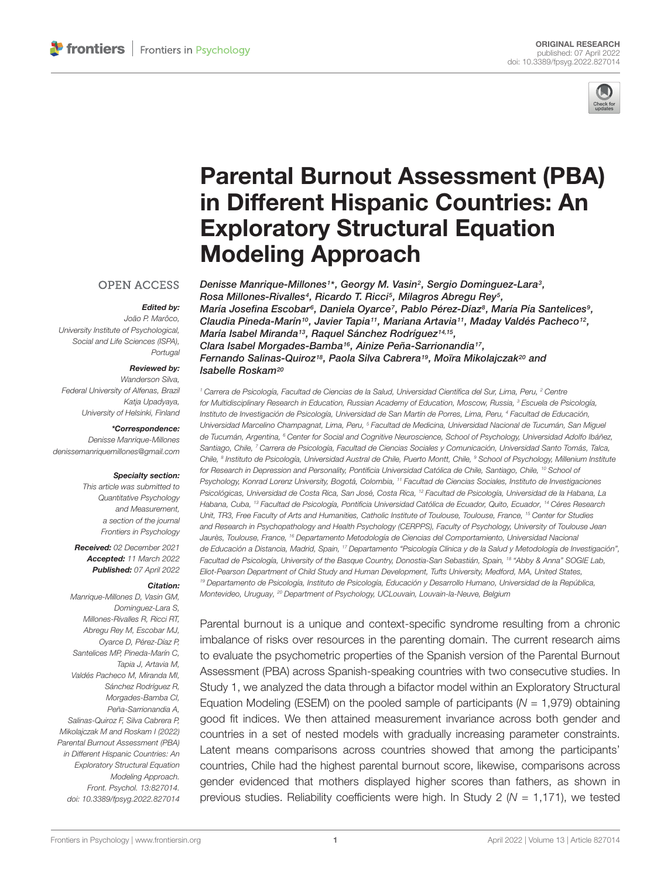ORIGINAL RESEARCH
published: 07 April 2022
doi: 10.3389/fpsyg.2022.827014

# Parental Burnout Assessment (PBA) in Different Hispanic Countries: An Exploratory Structural Equation Modeling Approach

*Denisse Manrique-Millones[1]*, Georgy M. Vasin[2], Sergio Dominguez-Lara[3], Rosa Millones-Rivalles[4], Ricardo T. Ricci[5], Milagros Abregu Rey[5], María Josefina Escobar[6], Daniela Oyarce[7], Pablo Pérez-Díaz[8], María Pía Santelices[9], Claudia Pineda-Marín[10], Javier Tapia[11], Mariana Artavia[11], Maday Valdés Pacheco[12], María Isabel Miranda[13], Raquel Sánchez Rodríguez[14,15], Clara Isabel Morgades-Bamba[16], Ainize Peña-Sarrionandia[17], Fernando Salinas-Quiroz[18], Paola Silva Cabrera[19], Moïra Mikolajczak[20] and Isabelle Roskam[20]*

[1] Carrera de Psicología, Facultad de Ciencias de la Salud, Universidad Científica del Sur, Lima, Peru, [2] Centre for Multidisciplinary Research in Education, Russian Academy of Education, Moscow, Russia, [3] Escuela de Psicología, Instituto de Investigación de Psicología, Universidad de San Martín de Porres, Lima, Peru, [4] Facultad de Educación, Universidad Marcelino Champagnat, Lima, Peru, [5] Facultad de Medicina, Universidad Nacional de Tucumán, San Miguel de Tucumán, Argentina, [6] Center for Social and Cognitive Neuroscience, School of Psychology, Universidad Adolfo Ibáñez, Santiago, Chile, [7] Carrera de Psicología, Facultad de Ciencias Sociales y Comunicación, Universidad Santo Tomás, Talca, Chile, [8] Instituto de Psicología, Universidad Austral de Chile, Puerto Montt, Chile, [9] School of Psychology, Millenium Institute for Research in Depression and Personality, Pontificia Universidad Católica de Chile, Santiago, Chile, [10] School of Psychology, Konrad Lorenz University, Bogotá, Colombia, [11] Facultad de Ciencias Sociales, Instituto de Investigaciones Psicológicas, Universidad de Costa Rica, San José, Costa Rica, [12] Facultad de Psicología, Universidad de la Habana, La Habana, Cuba, [13] Facultad de Psicología, Pontificia Universidad Católica de Ecuador, Quito, Ecuador, [14] Céres Research Unit, TR3, Free Faculty of Arts and Humanities, Catholic Institute of Toulouse, Toulouse, France, [15] Center for Studies and Research in Psychopathology and Health Psychology (CERPPS), Faculty of Psychology, University of Toulouse Jean Jaurès, Toulouse, France, [16] Departamento Metodología de Ciencias del Comportamiento, Universidad Nacional de Educación a Distancia, Madrid, Spain, [17] Departamento "Psicología Clínica y de la Salud y Metodología de Investigación", Facultad de Psicología, University of the Basque Country, Donostia-San Sebastián, Spain, [18] "Abby & Anna" SOGIE Lab, Eliot-Pearson Department of Child Study and Human Development, Tufts University, Medford, MA, United States, [19] Departamento de Psicología, Instituto de Psicología, Educación y Desarrollo Humano, Universidad de la República, Montevideo, Uruguay, [20] Department of Psychology, UCLouvain, Louvain-la-Neuve, Belgium

OPEN ACCESS

**Edited by:**
*João P. Marôco, University Institute of Psychological, Social and Life Sciences (ISPA), Portugal*

**Reviewed by:**
*Wanderson Silva, Federal University of Alfenas, Brazil*
*Katja Upadyaya, University of Helsinki, Finland*

***Correspondence:**
*Denisse Manrique-Millones*
*denissemanriquemillones@gmail.com*

**Specialty section:**
*This article was submitted to Quantitative Psychology and Measurement, a section of the journal Frontiers in Psychology*

**Received:** *02 December 2021*
**Accepted:** *11 March 2022*
**Published:** *07 April 2022*

**Citation:**
*Manrique-Millones D, Vasin GM, Dominguez-Lara S, Millones-Rivalles R, Ricci RT, Abregu Rey M, Escobar MJ, Oyarce D, Pérez-Díaz P, Santelices MP, Pineda-Marín C, Tapia J, Artavia M, Valdés Pacheco M, Miranda MI, Sánchez Rodríguez R, Morgades-Bamba CI, Peña-Sarrionandia A, Salinas-Quiroz F, Silva Cabrera P, Mikolajczak M and Roskam I (2022) Parental Burnout Assessment (PBA) in Different Hispanic Countries: An Exploratory Structural Equation Modeling Approach. Front. Psychol. 13:827014. doi: 10.3389/fpsyg.2022.827014*

Parental burnout is a unique and context-specific syndrome resulting from a chronic imbalance of risks over resources in the parenting domain. The current research aims to evaluate the psychometric properties of the Spanish version of the Parental Burnout Assessment (PBA) across Spanish-speaking countries with two consecutive studies. In Study 1, we analyzed the data through a bifactor model within an Exploratory Structural Equation Modeling (ESEM) on the pooled sample of participants ($N$ = 1,979) obtaining good fit indices. We then attained measurement invariance across both gender and countries in a set of nested models with gradually increasing parameter constraints. Latent means comparisons across countries showed that among the participants' countries, Chile had the highest parental burnout score, likewise, comparisons across gender evidenced that mothers displayed higher scores than fathers, as shown in previous studies. Reliability coefficients were high. In Study 2 ($N$ = 1,171), we tested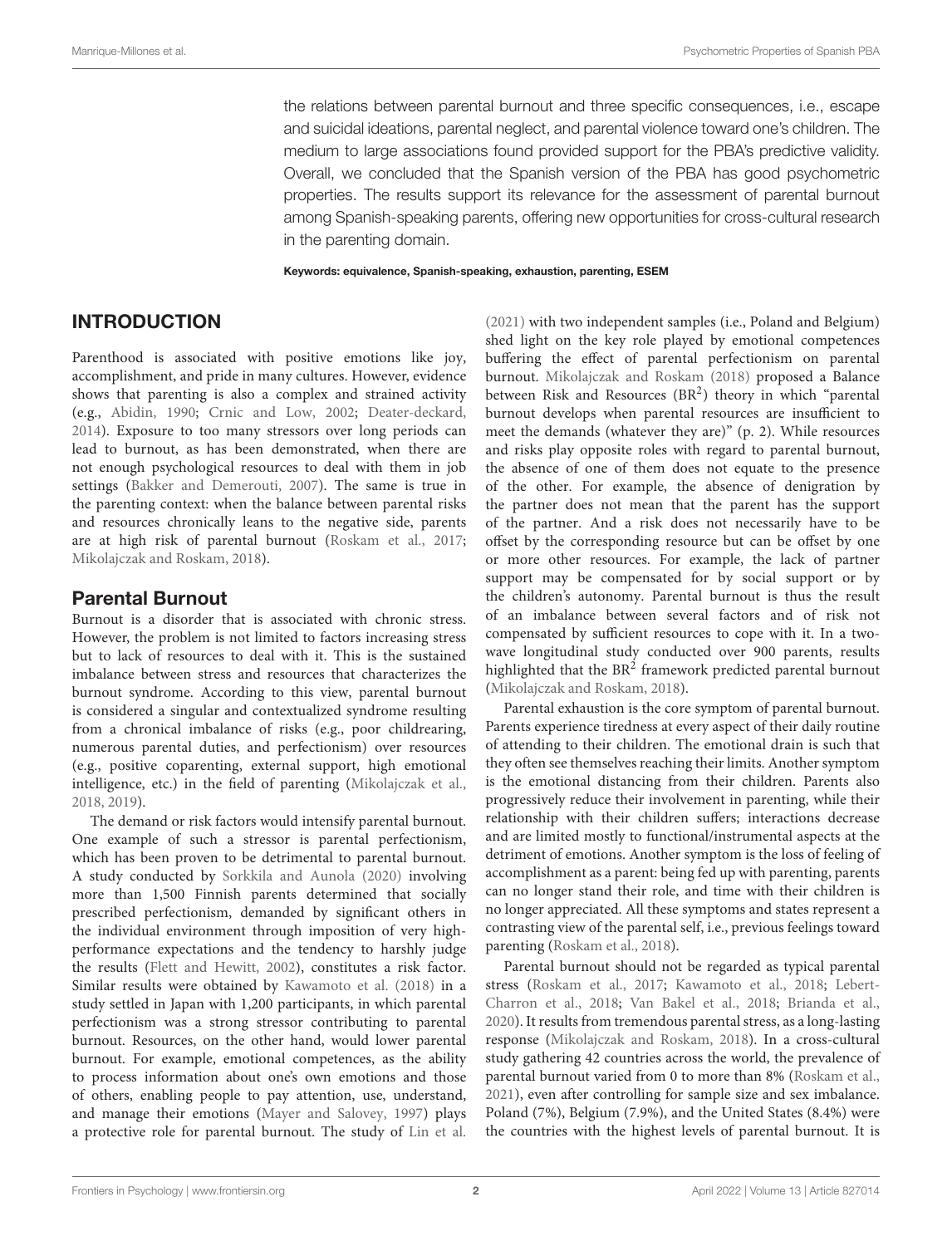the relations between parental burnout and three specific consequences, i.e., escape and suicidal ideations, parental neglect, and parental violence toward one's children. The medium to large associations found provided support for the PBA's predictive validity. Overall, we concluded that the Spanish version of the PBA has good psychometric properties. The results support its relevance for the assessment of parental burnout among Spanish-speaking parents, offering new opportunities for cross-cultural research in the parenting domain.

**Keywords: equivalence, Spanish-speaking, exhaustion, parenting, ESEM**

## INTRODUCTION

Parenthood is associated with positive emotions like joy, accomplishment, and pride in many cultures. However, evidence shows that parenting is also a complex and strained activity (e.g., Abidin, 1990; Crnic and Low, 2002; Deater-deckard, 2014). Exposure to too many stressors over long periods can lead to burnout, as has been demonstrated, when there are not enough psychological resources to deal with them in job settings (Bakker and Demerouti, 2007). The same is true in the parenting context: when the balance between parental risks and resources chronically leans to the negative side, parents are at high risk of parental burnout (Roskam et al., 2017; Mikolajczak and Roskam, 2018).

### Parental Burnout

Burnout is a disorder that is associated with chronic stress. However, the problem is not limited to factors increasing stress but to lack of resources to deal with it. This is the sustained imbalance between stress and resources that characterizes the burnout syndrome. According to this view, parental burnout is considered a singular and contextualized syndrome resulting from a chronical imbalance of risks (e.g., poor childrearing, numerous parental duties, and perfectionism) over resources (e.g., positive coparenting, external support, high emotional intelligence, etc.) in the field of parenting (Mikolajczak et al., 2018, 2019).

The demand or risk factors would intensify parental burnout. One example of such a stressor is parental perfectionism, which has been proven to be detrimental to parental burnout. A study conducted by Sorkkila and Aunola (2020) involving more than 1,500 Finnish parents determined that socially prescribed perfectionism, demanded by significant others in the individual environment through imposition of very high-performance expectations and the tendency to harshly judge the results (Flett and Hewitt, 2002), constitutes a risk factor. Similar results were obtained by Kawamoto et al. (2018) in a study settled in Japan with 1,200 participants, in which parental perfectionism was a strong stressor contributing to parental burnout. Resources, on the other hand, would lower parental burnout. For example, emotional competences, as the ability to process information about one's own emotions and those of others, enabling people to pay attention, use, understand, and manage their emotions (Mayer and Salovey, 1997) plays a protective role for parental burnout. The study of Lin et al. (2021) with two independent samples (i.e., Poland and Belgium) shed light on the key role played by emotional competences buffering the effect of parental perfectionism on parental burnout. Mikolajczak and Roskam (2018) proposed a Balance between Risk and Resources ($BR^2$) theory in which "parental burnout develops when parental resources are insufficient to meet the demands (whatever they are)" (p. 2). While resources and risks play opposite roles with regard to parental burnout, the absence of one of them does not equate to the presence of the other. For example, the absence of denigration by the partner does not mean that the parent has the support of the partner. And a risk does not necessarily have to be offset by the corresponding resource but can be offset by one or more other resources. For example, the lack of partner support may be compensated for by social support or by the children's autonomy. Parental burnout is thus the result of an imbalance between several factors and of risk not compensated by sufficient resources to cope with it. In a two-wave longitudinal study conducted over 900 parents, results highlighted that the $BR^2$ framework predicted parental burnout (Mikolajczak and Roskam, 2018).

Parental exhaustion is the core symptom of parental burnout. Parents experience tiredness at every aspect of their daily routine of attending to their children. The emotional drain is such that they often see themselves reaching their limits. Another symptom is the emotional distancing from their children. Parents also progressively reduce their involvement in parenting, while their relationship with their children suffers; interactions decrease and are limited mostly to functional/instrumental aspects at the detriment of emotions. Another symptom is the loss of feeling of accomplishment as a parent: being fed up with parenting, parents can no longer stand their role, and time with their children is no longer appreciated. All these symptoms and states represent a contrasting view of the parental self, i.e., previous feelings toward parenting (Roskam et al., 2018).

Parental burnout should not be regarded as typical parental stress (Roskam et al., 2017; Kawamoto et al., 2018; Lebert-Charron et al., 2018; Van Bakel et al., 2018; Brianda et al., 2020). It results from tremendous parental stress, as a long-lasting response (Mikolajczak and Roskam, 2018). In a cross-cultural study gathering 42 countries across the world, the prevalence of parental burnout varied from 0 to more than 8% (Roskam et al., 2021), even after controlling for sample size and sex imbalance. Poland (7%), Belgium (7.9%), and the United States (8.4%) were the countries with the highest levels of parental burnout. It is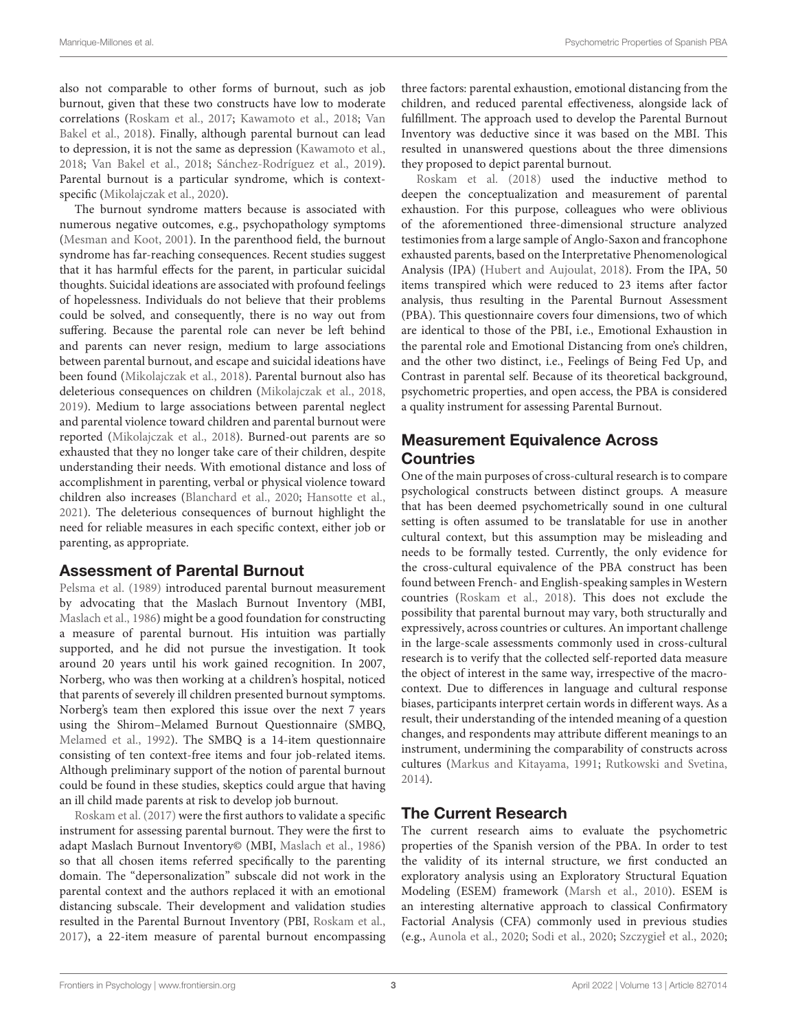also not comparable to other forms of burnout, such as job burnout, given that these two constructs have low to moderate correlations (Roskam et al., 2017; Kawamoto et al., 2018; Van Bakel et al., 2018). Finally, although parental burnout can lead to depression, it is not the same as depression (Kawamoto et al., 2018; Van Bakel et al., 2018; Sánchez-Rodríguez et al., 2019). Parental burnout is a particular syndrome, which is context-specific (Mikolajczak et al., 2020).

The burnout syndrome matters because is associated with numerous negative outcomes, e.g., psychopathology symptoms (Mesman and Koot, 2001). In the parenthood field, the burnout syndrome has far-reaching consequences. Recent studies suggest that it has harmful effects for the parent, in particular suicidal thoughts. Suicidal ideations are associated with profound feelings of hopelessness. Individuals do not believe that their problems could be solved, and consequently, there is no way out from suffering. Because the parental role can never be left behind and parents can never resign, medium to large associations between parental burnout, and escape and suicidal ideations have been found (Mikolajczak et al., 2018). Parental burnout also has deleterious consequences on children (Mikolajczak et al., 2018, 2019). Medium to large associations between parental neglect and parental violence toward children and parental burnout were reported (Mikolajczak et al., 2018). Burned-out parents are so exhausted that they no longer take care of their children, despite understanding their needs. With emotional distance and loss of accomplishment in parenting, verbal or physical violence toward children also increases (Blanchard et al., 2020; Hansotte et al., 2021). The deleterious consequences of burnout highlight the need for reliable measures in each specific context, either job or parenting, as appropriate.

## Assessment of Parental Burnout

Pelsma et al. (1989) introduced parental burnout measurement by advocating that the Maslach Burnout Inventory (MBI, Maslach et al., 1986) might be a good foundation for constructing a measure of parental burnout. His intuition was partially supported, and he did not pursue the investigation. It took around 20 years until his work gained recognition. In 2007, Norberg, who was then working at a children's hospital, noticed that parents of severely ill children presented burnout symptoms. Norberg's team then explored this issue over the next 7 years using the Shirom–Melamed Burnout Questionnaire (SMBQ, Melamed et al., 1992). The SMBQ is a 14-item questionnaire consisting of ten context-free items and four job-related items. Although preliminary support of the notion of parental burnout could be found in these studies, skeptics could argue that having an ill child made parents at risk to develop job burnout.

Roskam et al. (2017) were the first authors to validate a specific instrument for assessing parental burnout. They were the first to adapt Maslach Burnout Inventory© (MBI, Maslach et al., 1986) so that all chosen items referred specifically to the parenting domain. The "depersonalization" subscale did not work in the parental context and the authors replaced it with an emotional distancing subscale. Their development and validation studies resulted in the Parental Burnout Inventory (PBI, Roskam et al., 2017), a 22-item measure of parental burnout encompassing three factors: parental exhaustion, emotional distancing from the children, and reduced parental effectiveness, alongside lack of fulfillment. The approach used to develop the Parental Burnout Inventory was deductive since it was based on the MBI. This resulted in unanswered questions about the three dimensions they proposed to depict parental burnout.

Roskam et al. (2018) used the inductive method to deepen the conceptualization and measurement of parental exhaustion. For this purpose, colleagues who were oblivious of the aforementioned three-dimensional structure analyzed testimonies from a large sample of Anglo-Saxon and francophone exhausted parents, based on the Interpretative Phenomenological Analysis (IPA) (Hubert and Aujoulat, 2018). From the IPA, 50 items transpired which were reduced to 23 items after factor analysis, thus resulting in the Parental Burnout Assessment (PBA). This questionnaire covers four dimensions, two of which are identical to those of the PBI, i.e., Emotional Exhaustion in the parental role and Emotional Distancing from one's children, and the other two distinct, i.e., Feelings of Being Fed Up, and Contrast in parental self. Because of its theoretical background, psychometric properties, and open access, the PBA is considered a quality instrument for assessing Parental Burnout.

## Measurement Equivalence Across Countries

One of the main purposes of cross-cultural research is to compare psychological constructs between distinct groups. A measure that has been deemed psychometrically sound in one cultural setting is often assumed to be translatable for use in another cultural context, but this assumption may be misleading and needs to be formally tested. Currently, the only evidence for the cross-cultural equivalence of the PBA construct has been found between French- and English-speaking samples in Western countries (Roskam et al., 2018). This does not exclude the possibility that parental burnout may vary, both structurally and expressively, across countries or cultures. An important challenge in the large-scale assessments commonly used in cross-cultural research is to verify that the collected self-reported data measure the object of interest in the same way, irrespective of the macro-context. Due to differences in language and cultural response biases, participants interpret certain words in different ways. As a result, their understanding of the intended meaning of a question changes, and respondents may attribute different meanings to an instrument, undermining the comparability of constructs across cultures (Markus and Kitayama, 1991; Rutkowski and Svetina, 2014).

## The Current Research

The current research aims to evaluate the psychometric properties of the Spanish version of the PBA. In order to test the validity of its internal structure, we first conducted an exploratory analysis using an Exploratory Structural Equation Modeling (ESEM) framework (Marsh et al., 2010). ESEM is an interesting alternative approach to classical Confirmatory Factorial Analysis (CFA) commonly used in previous studies (e.g., Aunola et al., 2020; Sodi et al., 2020; Szczygieł et al., 2020;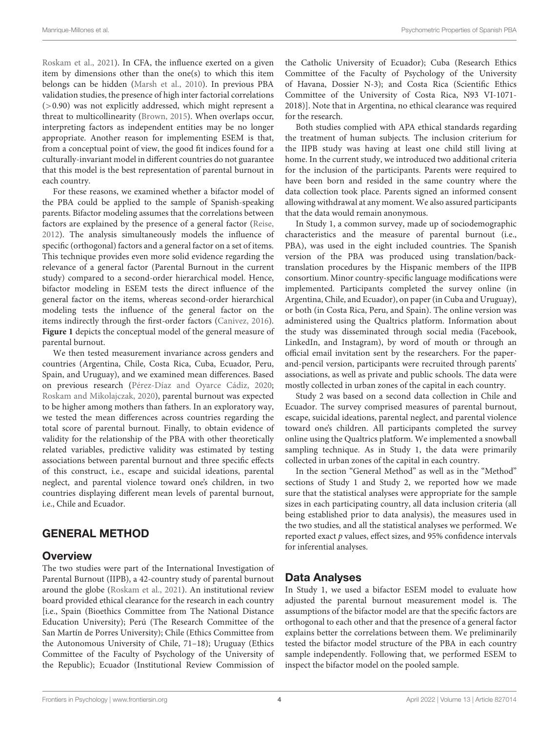Roskam et al., 2021). In CFA, the influence exerted on a given item by dimensions other than the one(s) to which this item belongs can be hidden (Marsh et al., 2010). In previous PBA validation studies, the presence of high inter factorial correlations (>0.90) was not explicitly addressed, which might represent a threat to multicollinearity (Brown, 2015). When overlaps occur, interpreting factors as independent entities may be no longer appropriate. Another reason for implementing ESEM is that, from a conceptual point of view, the good fit indices found for a culturally-invariant model in different countries do not guarantee that this model is the best representation of parental burnout in each country.

For these reasons, we examined whether a bifactor model of the PBA could be applied to the sample of Spanish-speaking parents. Bifactor modeling assumes that the correlations between factors are explained by the presence of a general factor (Reise, 2012). The analysis simultaneously models the influence of specific (orthogonal) factors and a general factor on a set of items. This technique provides even more solid evidence regarding the relevance of a general factor (Parental Burnout in the current study) compared to a second-order hierarchical model. Hence, bifactor modeling in ESEM tests the direct influence of the general factor on the items, whereas second-order hierarchical modeling tests the influence of the general factor on the items indirectly through the first-order factors (Canivez, 2016). **Figure 1** depicts the conceptual model of the general measure of parental burnout.

We then tested measurement invariance across genders and countries (Argentina, Chile, Costa Rica, Cuba, Ecuador, Peru, Spain, and Uruguay), and we examined mean differences. Based on previous research (Pérez-Díaz and Oyarce Cádiz, 2020; Roskam and Mikolajczak, 2020), parental burnout was expected to be higher among mothers than fathers. In an exploratory way, we tested the mean differences across countries regarding the total score of parental burnout. Finally, to obtain evidence of validity for the relationship of the PBA with other theoretically related variables, predictive validity was estimated by testing associations between parental burnout and three specific effects of this construct, i.e., escape and suicidal ideations, parental neglect, and parental violence toward one's children, in two countries displaying different mean levels of parental burnout, i.e., Chile and Ecuador.

## GENERAL METHOD

### Overview

The two studies were part of the International Investigation of Parental Burnout (IIPB), a 42-country study of parental burnout around the globe (Roskam et al., 2021). An institutional review board provided ethical clearance for the research in each country [i.e., Spain (Bioethics Committee from The National Distance Education University); Perú (The Research Committee of the San Martín de Porres University); Chile (Ethics Committee from the Autonomous University of Chile, 71–18); Uruguay (Ethics Committee of the Faculty of Psychology of the University of the Republic); Ecuador (Institutional Review Commission of the Catholic University of Ecuador); Cuba (Research Ethics Committee of the Faculty of Psychology of the University of Havana, Dossier N-3); and Costa Rica (Scientific Ethics Committee of the University of Costa Rica, N93 VI-1071-2018)]. Note that in Argentina, no ethical clearance was required for the research.

Both studies complied with APA ethical standards regarding the treatment of human subjects. The inclusion criterium for the IIPB study was having at least one child still living at home. In the current study, we introduced two additional criteria for the inclusion of the participants. Parents were required to have been born and resided in the same country where the data collection took place. Parents signed an informed consent allowing withdrawal at any moment. We also assured participants that the data would remain anonymous.

In Study 1, a common survey, made up of sociodemographic characteristics and the measure of parental burnout (i.e., PBA), was used in the eight included countries. The Spanish version of the PBA was produced using translation/back-translation procedures by the Hispanic members of the IIPB consortium. Minor country-specific language modifications were implemented. Participants completed the survey online (in Argentina, Chile, and Ecuador), on paper (in Cuba and Uruguay), or both (in Costa Rica, Peru, and Spain). The online version was administered using the Qualtrics platform. Information about the study was disseminated through social media (Facebook, LinkedIn, and Instagram), by word of mouth or through an official email invitation sent by the researchers. For the paper-and-pencil version, participants were recruited through parents' associations, as well as private and public schools. The data were mostly collected in urban zones of the capital in each country.

Study 2 was based on a second data collection in Chile and Ecuador. The survey comprised measures of parental burnout, escape, suicidal ideations, parental neglect, and parental violence toward one's children. All participants completed the survey online using the Qualtrics platform. We implemented a snowball sampling technique. As in Study 1, the data were primarily collected in urban zones of the capital in each country.

In the section "General Method" as well as in the "Method" sections of Study 1 and Study 2, we reported how we made sure that the statistical analyses were appropriate for the sample sizes in each participating country, all data inclusion criteria (all being established prior to data analysis), the measures used in the two studies, and all the statistical analyses we performed. We reported exact *p* values, effect sizes, and 95% confidence intervals for inferential analyses.

### Data Analyses

In Study 1, we used a bifactor ESEM model to evaluate how adjusted the parental burnout measurement model is. The assumptions of the bifactor model are that the specific factors are orthogonal to each other and that the presence of a general factor explains better the correlations between them. We preliminarily tested the bifactor model structure of the PBA in each country sample independently. Following that, we performed ESEM to inspect the bifactor model on the pooled sample.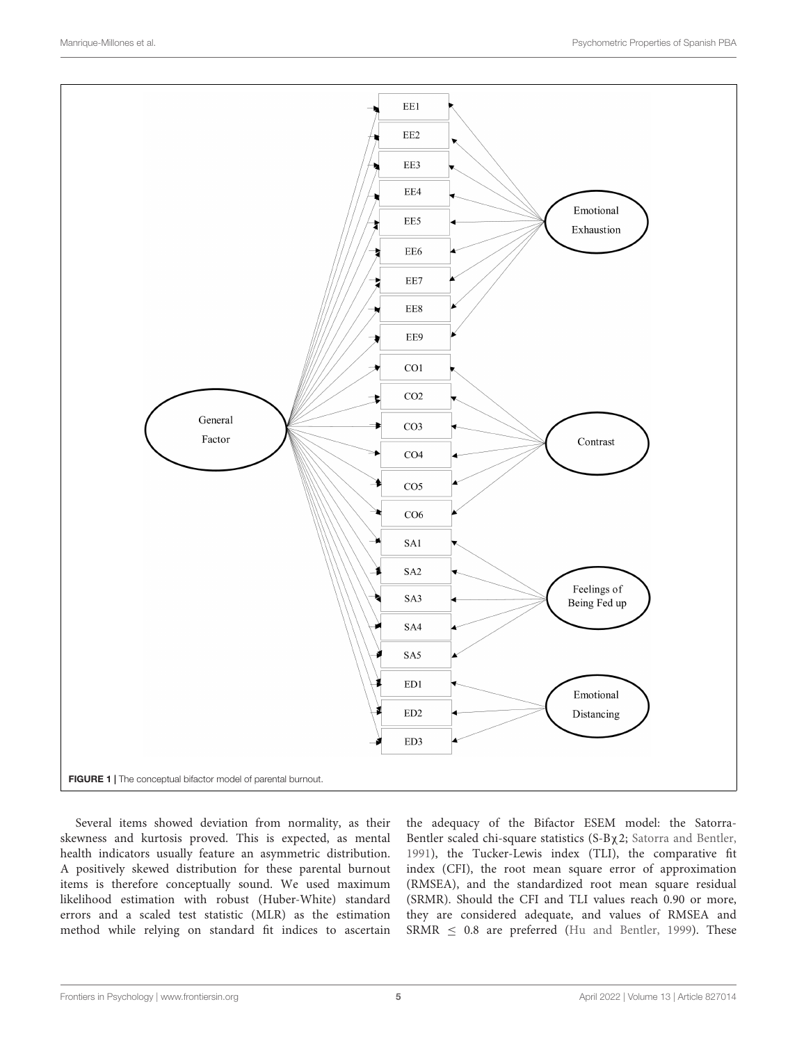FIGURE 1 | The conceptual bifactor model of parental burnout.

Several items showed deviation from normality, as their skewness and kurtosis proved. This is expected, as mental health indicators usually feature an asymmetric distribution. A positively skewed distribution for these parental burnout items is therefore conceptually sound. We used maximum likelihood estimation with robust (Huber-White) standard errors and a scaled test statistic (MLR) as the estimation method while relying on standard fit indices to ascertain the adequacy of the Bifactor ESEM model: the Satorra-Bentler scaled chi-square statistics (S-B$\chi$2; Satorra and Bentler, 1991), the Tucker-Lewis index (TLI), the comparative fit index (CFI), the root mean square error of approximation (RMSEA), and the standardized root mean square residual (SRMR). Should the CFI and TLI values reach 0.90 or more, they are considered adequate, and values of RMSEA and SRMR $\leq$ 0.8 are preferred (Hu and Bentler, 1999). These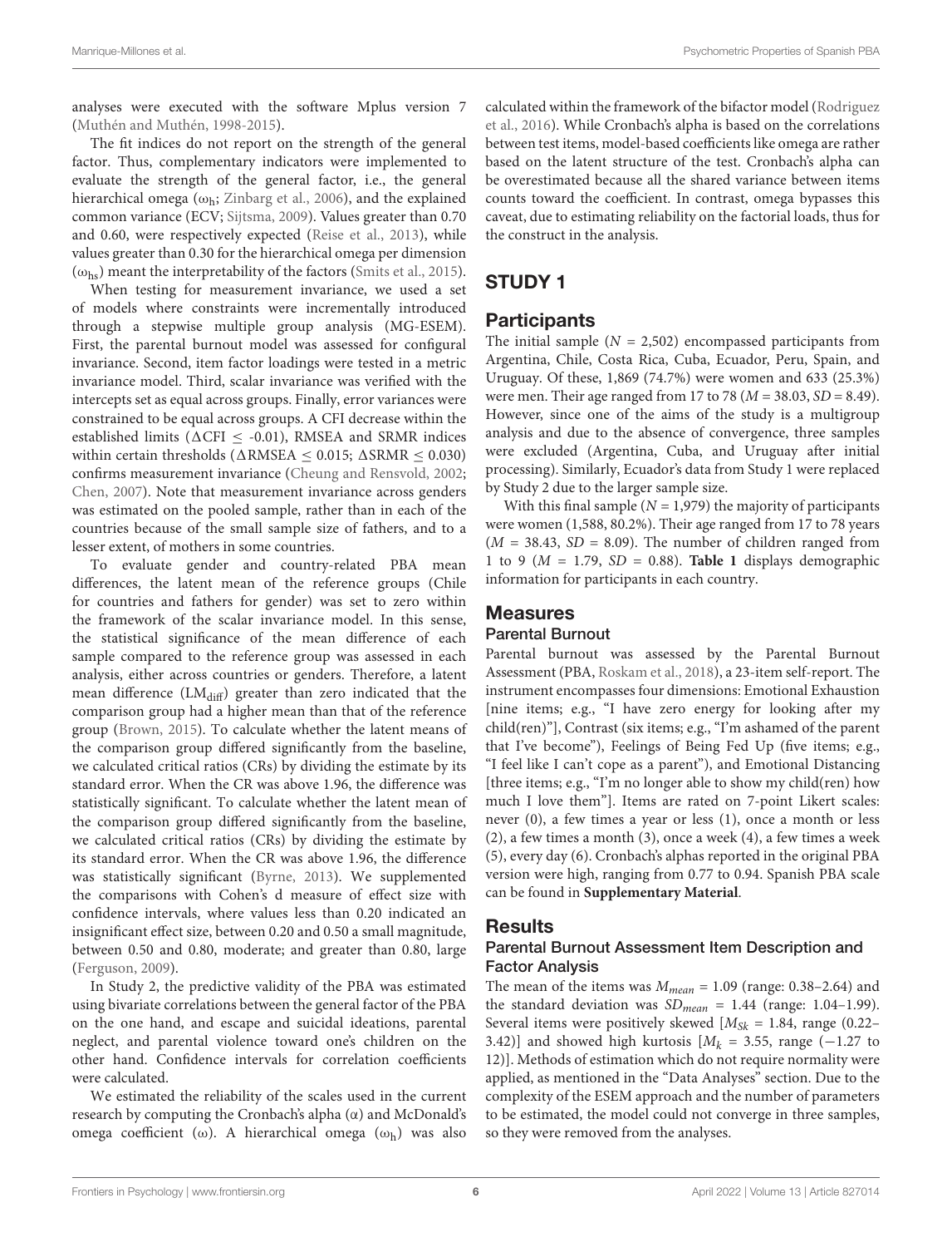analyses were executed with the software Mplus version 7 (Muthén and Muthén, 1998-2015).

The fit indices do not report on the strength of the general factor. Thus, complementary indicators were implemented to evaluate the strength of the general factor, i.e., the general hierarchical omega ($\omega_h$; Zinbarg et al., 2006), and the explained common variance (ECV; Sijtsma, 2009). Values greater than 0.70 and 0.60, were respectively expected (Reise et al., 2013), while values greater than 0.30 for the hierarchical omega per dimension ($\omega_{hs}$) meant the interpretability of the factors (Smits et al., 2015).

When testing for measurement invariance, we used a set of models where constraints were incrementally introduced through a stepwise multiple group analysis (MG-ESEM). First, the parental burnout model was assessed for configural invariance. Second, item factor loadings were tested in a metric invariance model. Third, scalar invariance was verified with the intercepts set as equal across groups. Finally, error variances were constrained to be equal across groups. A CFI decrease within the established limits ($\Delta$CFI $\leq$ -0.01), RMSEA and SRMR indices within certain thresholds ($\Delta$RMSEA $\leq$ 0.015; $\Delta$SRMR $\leq$ 0.030) confirms measurement invariance (Cheung and Rensvold, 2002; Chen, 2007). Note that measurement invariance across genders was estimated on the pooled sample, rather than in each of the countries because of the small sample size of fathers, and to a lesser extent, of mothers in some countries.

To evaluate gender and country-related PBA mean differences, the latent mean of the reference groups (Chile for countries and fathers for gender) was set to zero within the framework of the scalar invariance model. In this sense, the statistical significance of the mean difference of each sample compared to the reference group was assessed in each analysis, either across countries or genders. Therefore, a latent mean difference ($LM_{diff}$) greater than zero indicated that the comparison group had a higher mean than that of the reference group (Brown, 2015). To calculate whether the latent means of the comparison group differed significantly from the baseline, we calculated critical ratios (CRs) by dividing the estimate by its standard error. When the CR was above 1.96, the difference was statistically significant. To calculate whether the latent mean of the comparison group differed significantly from the baseline, we calculated critical ratios (CRs) by dividing the estimate by its standard error. When the CR was above 1.96, the difference was statistically significant (Byrne, 2013). We supplemented the comparisons with Cohen's d measure of effect size with confidence intervals, where values less than 0.20 indicated an insignificant effect size, between 0.20 and 0.50 a small magnitude, between 0.50 and 0.80, moderate; and greater than 0.80, large (Ferguson, 2009).

In Study 2, the predictive validity of the PBA was estimated using bivariate correlations between the general factor of the PBA on the one hand, and escape and suicidal ideations, parental neglect, and parental violence toward one's children on the other hand. Confidence intervals for correlation coefficients were calculated.

We estimated the reliability of the scales used in the current research by computing the Cronbach's alpha ($\alpha$) and McDonald's omega coefficient ($\omega$). A hierarchical omega ($\omega_h$) was also calculated within the framework of the bifactor model (Rodriguez et al., 2016). While Cronbach's alpha is based on the correlations between test items, model-based coefficients like omega are rather based on the latent structure of the test. Cronbach's alpha can be overestimated because all the shared variance between items counts toward the coefficient. In contrast, omega bypasses this caveat, due to estimating reliability on the factorial loads, thus for the construct in the analysis.

# STUDY 1

## Participants

The initial sample ($N$ = 2,502) encompassed participants from Argentina, Chile, Costa Rica, Cuba, Ecuador, Peru, Spain, and Uruguay. Of these, 1,869 (74.7%) were women and 633 (25.3%) were men. Their age ranged from 17 to 78 ($M$ = 38.03, $SD$ = 8.49). However, since one of the aims of the study is a multigroup analysis and due to the absence of convergence, three samples were excluded (Argentina, Cuba, and Uruguay after initial processing). Similarly, Ecuador's data from Study 1 were replaced by Study 2 due to the larger sample size.

With this final sample ($N$ = 1,979) the majority of participants were women (1,588, 80.2%). Their age ranged from 17 to 78 years ($M$ = 38.43, $SD$ = 8.09). The number of children ranged from 1 to 9 ($M$ = 1.79, $SD$ = 0.88). **Table 1** displays demographic information for participants in each country.

## Measures

### Parental Burnout

Parental burnout was assessed by the Parental Burnout Assessment (PBA, Roskam et al., 2018), a 23-item self-report. The instrument encompasses four dimensions: Emotional Exhaustion [nine items; e.g., "I have zero energy for looking after my child(ren)"], Contrast (six items; e.g., "I'm ashamed of the parent that I've become"), Feelings of Being Fed Up (five items; e.g., "I feel like I can't cope as a parent"), and Emotional Distancing [three items; e.g., "I'm no longer able to show my child(ren) how much I love them"]. Items are rated on 7-point Likert scales: never (0), a few times a year or less (1), once a month or less (2), a few times a month (3), once a week (4), a few times a week (5), every day (6). Cronbach's alphas reported in the original PBA version were high, ranging from 0.77 to 0.94. Spanish PBA scale can be found in **Supplementary Material**.

## Results

### Parental Burnout Assessment Item Description and Factor Analysis

The mean of the items was $M_{mean}$ = 1.09 (range: 0.38–2.64) and the standard deviation was $SD_{mean}$ = 1.44 (range: 1.04–1.99). Several items were positively skewed [$M_{Sk}$ = 1.84, range (0.22–3.42)] and showed high kurtosis [$M_k$ = 3.55, range (−1.27 to 12)]. Methods of estimation which do not require normality were applied, as mentioned in the "Data Analyses" section. Due to the complexity of the ESEM approach and the number of parameters to be estimated, the model could not converge in three samples, so they were removed from the analyses.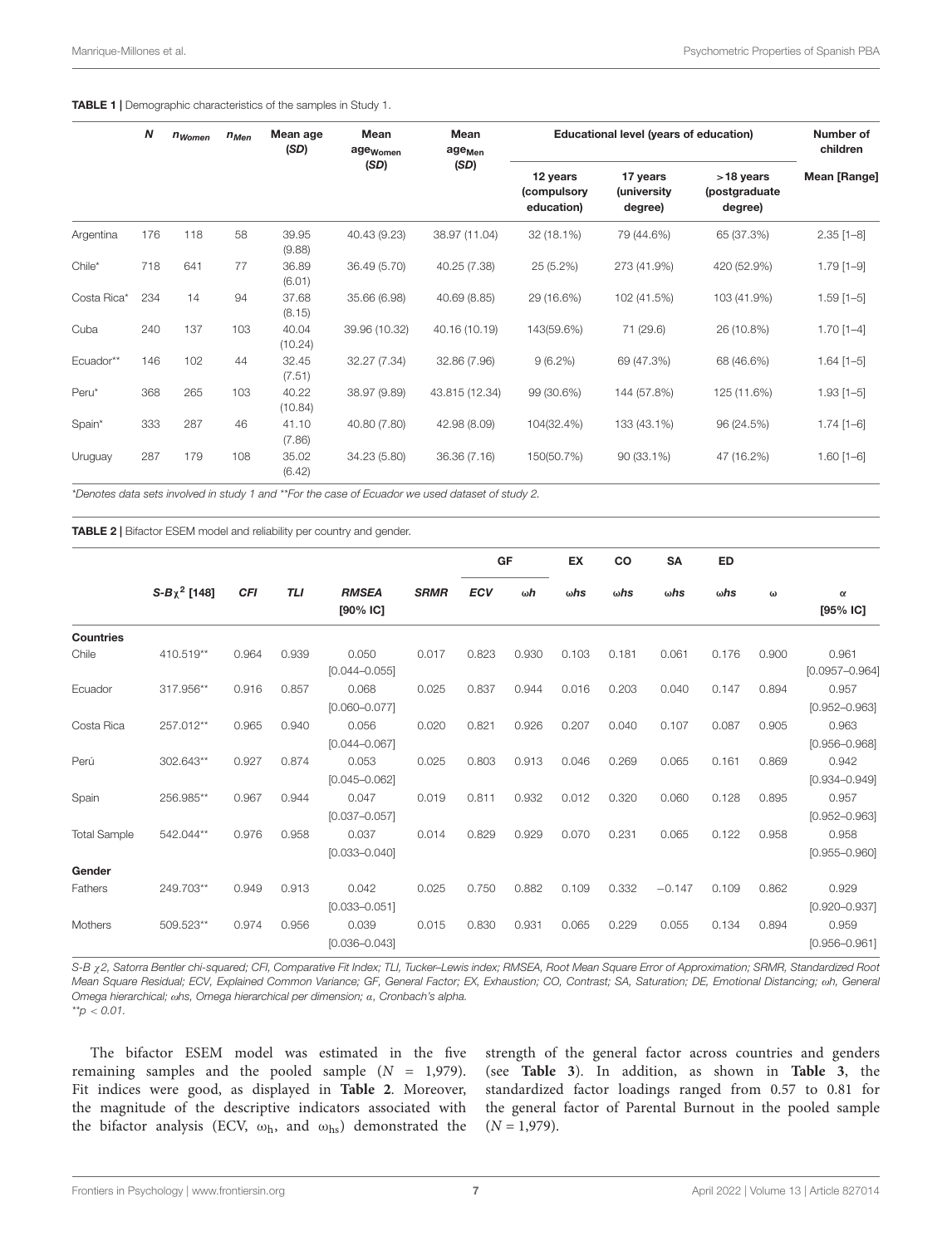**TABLE 1 |** Demographic characteristics of the samples in Study 1.

| | $N$ | $n_{Women}$ | $n_{Men}$ | Mean age (*SD*) | Mean $age_{Women}$ (*SD*) | Mean $age_{Men}$ (*SD*) | Educational level (years of education) | | | Number of children |
|---|---|---|---|---|---|---|---|---|---|---|
| | | | | | | | 12 years (compulsory education) | 17 years (university degree) | >18 years (postgraduate degree) | Mean [Range] |
| Argentina | 176 | 118 | 58 | 39.95 (9.88) | 40.43 (9.23) | 38.97 (11.04) | 32 (18.1%) | 79 (44.6%) | 65 (37.3%) | 2.35 [1–8] |
| Chile* | 718 | 641 | 77 | 36.89 (6.01) | 36.49 (5.70) | 40.25 (7.38) | 25 (5.2%) | 273 (41.9%) | 420 (52.9%) | 1.79 [1–9] |
| Costa Rica* | 234 | 14 | 94 | 37.68 (8.15) | 35.66 (6.98) | 40.69 (8.85) | 29 (16.6%) | 102 (41.5%) | 103 (41.9%) | 1.59 [1–5] |
| Cuba | 240 | 137 | 103 | 40.04 (10.24) | 39.96 (10.32) | 40.16 (10.19) | 143(59.6%) | 71 (29.6) | 26 (10.8%) | 1.70 [1–4] |
| Ecuador** | 146 | 102 | 44 | 32.45 (7.51) | 32.27 (7.34) | 32.86 (7.96) | 9 (6.2%) | 69 (47.3%) | 68 (46.6%) | 1.64 [1–5] |
| Peru* | 368 | 265 | 103 | 40.22 (10.84) | 38.97 (9.89) | 43.815 (12.34) | 99 (30.6%) | 144 (57.8%) | 125 (11.6%) | 1.93 [1–5] |
| Spain* | 333 | 287 | 46 | 41.10 (7.86) | 40.80 (7.80) | 42.98 (8.09) | 104(32.4%) | 133 (43.1%) | 96 (24.5%) | 1.74 [1–6] |
| Uruguay | 287 | 179 | 108 | 35.02 (6.42) | 34.23 (5.80) | 36.36 (7.16) | 150(50.7%) | 90 (33.1%) | 47 (16.2%) | 1.60 [1–6] |

*Denotes data sets involved in study 1 and **For the case of Ecuador we used dataset of study 2.

**TABLE 2 |** Bifactor ESEM model and reliability per country and gender.

| | $S\text{-}B\chi^2$ [148] | *CFI* | *TLI* | *RMSEA* [90% IC] | *SRMR* | GF | | EX | CO | SA | ED | | |
|---|---|---|---|---|---|---|---|---|---|---|---|---|---|
| | | | | | | *ECV* | ω*h* | ω*hs* | ω*hs* | ω*hs* | ω*hs* | ω | α [95% IC] |
| **Countries** | | | | | | | | | | | | | |
| Chile | 410.519** | 0.964 | 0.939 | 0.050 [0.044–0.055] | 0.017 | 0.823 | 0.930 | 0.103 | 0.181 | 0.061 | 0.176 | 0.900 | 0.961 [0.0957–0.964] |
| Ecuador | 317.956** | 0.916 | 0.857 | 0.068 [0.060–0.077] | 0.025 | 0.837 | 0.944 | 0.016 | 0.203 | 0.040 | 0.147 | 0.894 | 0.957 [0.952–0.963] |
| Costa Rica | 257.012** | 0.965 | 0.940 | 0.056 [0.044–0.067] | 0.020 | 0.821 | 0.926 | 0.207 | 0.040 | 0.107 | 0.087 | 0.905 | 0.963 [0.956–0.968] |
| Perú | 302.643** | 0.927 | 0.874 | 0.053 [0.045–0.062] | 0.025 | 0.803 | 0.913 | 0.046 | 0.269 | 0.065 | 0.161 | 0.869 | 0.942 [0.934–0.949] |
| Spain | 256.985** | 0.967 | 0.944 | 0.047 [0.037–0.057] | 0.019 | 0.811 | 0.932 | 0.012 | 0.320 | 0.060 | 0.128 | 0.895 | 0.957 [0.952–0.963] |
| Total Sample | 542.044** | 0.976 | 0.958 | 0.037 [0.033–0.040] | 0.014 | 0.829 | 0.929 | 0.070 | 0.231 | 0.065 | 0.122 | 0.958 | 0.958 [0.955–0.960] |
| **Gender** | | | | | | | | | | | | | |
| Fathers | 249.703** | 0.949 | 0.913 | 0.042 [0.033–0.051] | 0.025 | 0.750 | 0.882 | 0.109 | 0.332 | −0.147 | 0.109 | 0.862 | 0.929 [0.920–0.937] |
| Mothers | 509.523** | 0.974 | 0.956 | 0.039 [0.036–0.043] | 0.015 | 0.830 | 0.931 | 0.065 | 0.229 | 0.055 | 0.134 | 0.894 | 0.959 [0.956–0.961] |

*S-B χ2, Satorra Bentler chi-squared; CFI, Comparative Fit Index; TLI, Tucker–Lewis index; RMSEA, Root Mean Square Error of Approximation; SRMR, Standardized Root Mean Square Residual; ECV, Explained Common Variance; GF, General Factor; EX, Exhaustion; CO, Contrast; SA, Saturation; DE, Emotional Distancing; ωh, General Omega hierarchical; ωhs, Omega hierarchical per dimension; α, Cronbach's alpha.*
**$p < 0.01$.

The bifactor ESEM model was estimated in the five remaining samples and the pooled sample ($N$ = 1,979). Fit indices were good, as displayed in **Table 2**. Moreover, the magnitude of the descriptive indicators associated with the bifactor analysis (ECV, $\omega_h$, and $\omega_{hs}$) demonstrated the strength of the general factor across countries and genders (see **Table 3**). In addition, as shown in **Table 3**, the standardized factor loadings ranged from 0.57 to 0.81 for the general factor of Parental Burnout in the pooled sample ($N$ = 1,979).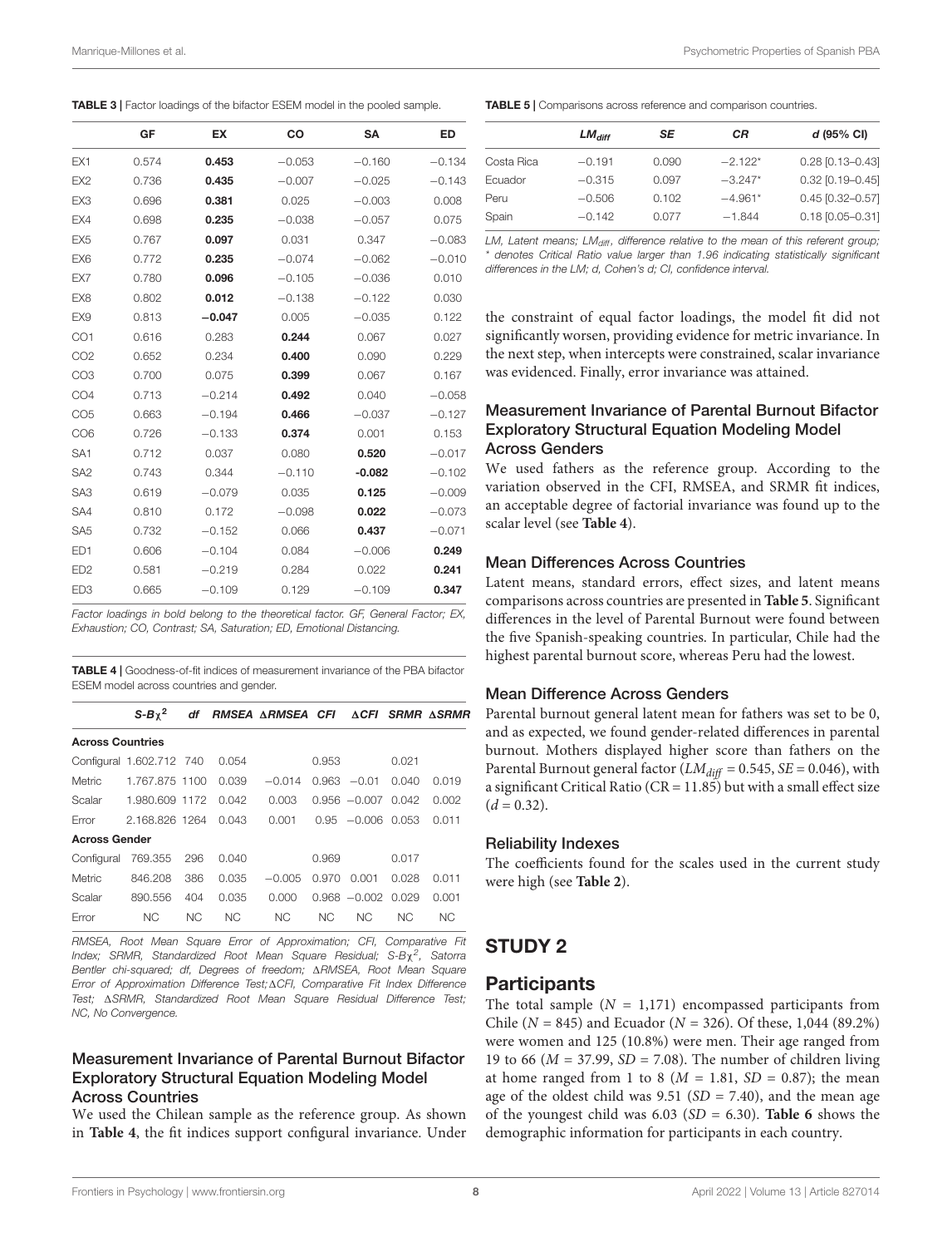**TABLE 3 |** Factor loadings of the bifactor ESEM model in the pooled sample.

| | GF | EX | CO | SA | ED |
|---|---|---|---|---|---|
| EX1 | 0.574 | **0.453** | −0.053 | −0.160 | −0.134 |
| EX2 | 0.736 | **0.435** | −0.007 | −0.025 | −0.143 |
| EX3 | 0.696 | **0.381** | 0.025 | −0.003 | 0.008 |
| EX4 | 0.698 | **0.235** | −0.038 | −0.057 | 0.075 |
| EX5 | 0.767 | **0.097** | 0.031 | 0.347 | −0.083 |
| EX6 | 0.772 | **0.235** | −0.074 | −0.062 | −0.010 |
| EX7 | 0.780 | **0.096** | −0.105 | −0.036 | 0.010 |
| EX8 | 0.802 | **0.012** | −0.138 | −0.122 | 0.030 |
| EX9 | 0.813 | **−0.047** | 0.005 | −0.035 | 0.122 |
| CO1 | 0.616 | 0.283 | **0.244** | 0.067 | 0.027 |
| CO2 | 0.652 | 0.234 | **0.400** | 0.090 | 0.229 |
| CO3 | 0.700 | 0.075 | **0.399** | 0.067 | 0.167 |
| CO4 | 0.713 | −0.214 | **0.492** | 0.040 | −0.058 |
| CO5 | 0.663 | −0.194 | **0.466** | −0.037 | −0.127 |
| CO6 | 0.726 | −0.133 | **0.374** | 0.001 | 0.153 |
| SA1 | 0.712 | 0.037 | 0.080 | **0.520** | −0.017 |
| SA2 | 0.743 | 0.344 | −0.110 | **-0.082** | −0.102 |
| SA3 | 0.619 | −0.079 | 0.035 | **0.125** | −0.009 |
| SA4 | 0.810 | 0.172 | −0.098 | **0.022** | −0.073 |
| SA5 | 0.732 | −0.152 | 0.066 | **0.437** | −0.071 |
| ED1 | 0.606 | −0.104 | 0.084 | −0.006 | **0.249** |
| ED2 | 0.581 | −0.219 | 0.284 | 0.022 | **0.241** |
| ED3 | 0.665 | −0.109 | 0.129 | −0.109 | **0.347** |

*Factor loadings in bold belong to the theoretical factor. GF, General Factor; EX, Exhaustion; CO, Contrast; SA, Saturation; ED, Emotional Distancing.*

**TABLE 4 |** Goodness-of-fit indices of measurement invariance of the PBA bifactor ESEM model across countries and gender.

| | $S\text{-}B\chi^2$ | *df* | *RMSEA* | *ΔRMSEA* | *CFI* | *ΔCFI* | *SRMR* | *ΔSRMR* |
|---|---|---|---|---|---|---|---|---|
| **Across Countries** | | | | | | | | |
| Configural | 1.602.712 | 740 | 0.054 | | 0.953 | | 0.021 | |
| Metric | 1.767.875 | 1100 | 0.039 | −0.014 | 0.963 | −0.01 | 0.040 | 0.019 |
| Scalar | 1.980.609 | 1172 | 0.042 | 0.003 | 0.956 | −0.007 | 0.042 | 0.002 |
| Error | 2.168.826 | 1264 | 0.043 | 0.001 | 0.95 | −0.006 | 0.053 | 0.011 |
| **Across Gender** | | | | | | | | |
| Configural | 769.355 | 296 | 0.040 | | 0.969 | | 0.017 | |
| Metric | 846.208 | 386 | 0.035 | −0.005 | 0.970 | 0.001 | 0.028 | 0.011 |
| Scalar | 890.556 | 404 | 0.035 | 0.000 | 0.968 | −0.002 | 0.029 | 0.001 |
| Error | NC | NC | NC | NC | NC | NC | NC | NC |

*RMSEA, Root Mean Square Error of Approximation; CFI, Comparative Fit Index; SRMR, Standardized Root Mean Square Residual; S-Bχ², Satorra Bentler chi-squared; df, Degrees of freedom; ΔRMSEA, Root Mean Square Error of Approximation Difference Test; ΔCFI, Comparative Fit Index Difference Test; ΔSRMR, Standardized Root Mean Square Residual Difference Test; NC, No Convergence.*

### Measurement Invariance of Parental Burnout Bifactor Exploratory Structural Equation Modeling Model Across Countries

We used the Chilean sample as the reference group. As shown in **Table 4**, the fit indices support configural invariance. Under the constraint of equal factor loadings, the model fit did not significantly worsen, providing evidence for metric invariance. In the next step, when intercepts were constrained, scalar invariance was evidenced. Finally, error invariance was attained.

**TABLE 5 |** Comparisons across reference and comparison countries.

| | $LM_{diff}$ | *SE* | *CR* | *d* (95% CI) |
|---|---|---|---|---|
| Costa Rica | −0.191 | 0.090 | −2.122* | 0.28 [0.13–0.43] |
| Ecuador | −0.315 | 0.097 | −3.247* | 0.32 [0.19–0.45] |
| Peru | −0.506 | 0.102 | −4.961* | 0.45 [0.32–0.57] |
| Spain | −0.142 | 0.077 | −1.844 | 0.18 [0.05–0.31] |

*LM, Latent means; $LM_{diff}$, difference relative to the mean of this referent group; * denotes Critical Ratio value larger than 1.96 indicating statistically significant differences in the LM; d, Cohen's d; CI, confidence interval.*

### Measurement Invariance of Parental Burnout Bifactor Exploratory Structural Equation Modeling Model Across Genders

We used fathers as the reference group. According to the variation observed in the CFI, RMSEA, and SRMR fit indices, an acceptable degree of factorial invariance was found up to the scalar level (see **Table 4**).

### Mean Differences Across Countries

Latent means, standard errors, effect sizes, and latent means comparisons across countries are presented in **Table 5**. Significant differences in the level of Parental Burnout were found between the five Spanish-speaking countries. In particular, Chile had the highest parental burnout score, whereas Peru had the lowest.

### Mean Difference Across Genders

Parental burnout general latent mean for fathers was set to be 0, and as expected, we found gender-related differences in parental burnout. Mothers displayed higher score than fathers on the Parental Burnout general factor ($LM_{diff}$ = 0.545, *SE* = 0.046), with a significant Critical Ratio (CR = 11.85) but with a small effect size ($d$ = 0.32).

### Reliability Indexes

The coefficients found for the scales used in the current study were high (see **Table 2**).

# STUDY 2

## Participants

The total sample ($N$ = 1,171) encompassed participants from Chile ($N$ = 845) and Ecuador ($N$ = 326). Of these, 1,044 (89.2%) were women and 125 (10.8%) were men. Their age ranged from 19 to 66 ($M$ = 37.99, $SD$ = 7.08). The number of children living at home ranged from 1 to 8 ($M$ = 1.81, $SD$ = 0.87); the mean age of the oldest child was 9.51 ($SD$ = 7.40), and the mean age of the youngest child was 6.03 ($SD$ = 6.30). **Table 6** shows the demographic information for participants in each country.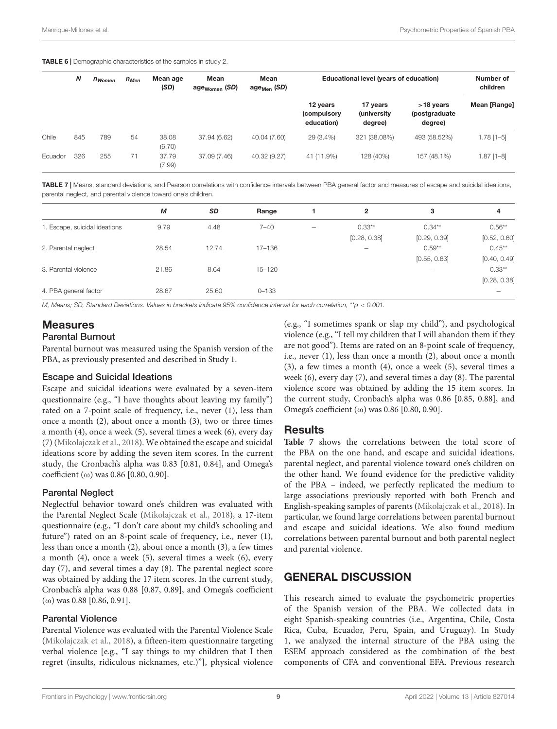**TABLE 6 |** Demographic characteristics of the samples in study 2.

| | $N$ | $n_{Women}$ | $n_{Men}$ | Mean age ($SD$) | Mean $age_{Women}$ ($SD$) | Mean $age_{Men}$ ($SD$) | Educational level (years of education) | | | Number of children |
|---|---|---|---|---|---|---|---|---|---|---|
| | | | | | | | 12 years (compulsory education) | 17 years (university degree) | >18 years (postgraduate degree) | Mean [Range] |
| Chile | 845 | 789 | 54 | 38.08 (6.70) | 37.94 (6.62) | 40.04 (7.60) | 29 (3.4%) | 321 (38.08%) | 493 (58.52%) | 1.78 [1–5] |
| Ecuador | 326 | 255 | 71 | 37.79 (7.99) | 37.09 (7.46) | 40.32 (9.27) | 41 (11.9%) | 128 (40%) | 157 (48.1%) | 1.87 [1–8] |

**TABLE 7 |** Means, standard deviations, and Pearson correlations with confidence intervals between PBA general factor and measures of escape and suicidal ideations, parental neglect, and parental violence toward one's children.

| | $M$ | $SD$ | Range | 1 | 2 | 3 | 4 |
|---|---|---|---|---|---|---|---|
| 1. Escape, suicidal ideations | 9.79 | 4.48 | 7–40 | – | 0.33** [0.28, 0.38] | 0.34** [0.29, 0.39] | 0.56** [0.52, 0.60] |
| 2. Parental neglect | 28.54 | 12.74 | 17–136 | | – | 0.59** [0.55, 0.63] | 0.45** [0.40, 0.49] |
| 3. Parental violence | 21.86 | 8.64 | 15–120 | | | – | 0.33** [0.28, 0.38] |
| 4. PBA general factor | 28.67 | 25.60 | 0–133 | | | | – |

*M, Means; SD, Standard Deviations. Values in brackets indicate 95% confidence interval for each correlation, **$p < 0.001$.*

## Measures

### Parental Burnout

Parental burnout was measured using the Spanish version of the PBA, as previously presented and described in Study 1.

### Escape and Suicidal Ideations

Escape and suicidal ideations were evaluated by a seven-item questionnaire (e.g., "I have thoughts about leaving my family") rated on a 7-point scale of frequency, i.e., never (1), less than once a month (2), about once a month (3), two or three times a month (4), once a week (5), several times a week (6), every day (7) (Mikolajczak et al., 2018). We obtained the escape and suicidal ideations score by adding the seven item scores. In the current study, the Cronbach's alpha was 0.83 [0.81, 0.84], and Omega's coefficient (ω) was 0.86 [0.80, 0.90].

### Parental Neglect

Neglectful behavior toward one's children was evaluated with the Parental Neglect Scale (Mikolajczak et al., 2018), a 17-item questionnaire (e.g., "I don't care about my child's schooling and future") rated on an 8-point scale of frequency, i.e., never (1), less than once a month (2), about once a month (3), a few times a month (4), once a week (5), several times a week (6), every day (7), and several times a day (8). The parental neglect score was obtained by adding the 17 item scores. In the current study, Cronbach's alpha was 0.88 [0.87, 0.89], and Omega's coefficient (ω) was 0.88 [0.86, 0.91].

### Parental Violence

Parental Violence was evaluated with the Parental Violence Scale (Mikolajczak et al., 2018), a fifteen-item questionnaire targeting verbal violence [e.g., "I say things to my children that I then regret (insults, ridiculous nicknames, etc.)"], physical violence (e.g., "I sometimes spank or slap my child"), and psychological violence (e.g., "I tell my children that I will abandon them if they are not good"). Items are rated on an 8-point scale of frequency, i.e., never (1), less than once a month (2), about once a month (3), a few times a month (4), once a week (5), several times a week (6), every day (7), and several times a day (8). The parental violence score was obtained by adding the 15 item scores. In the current study, Cronbach's alpha was 0.86 [0.85, 0.88], and Omega's coefficient (ω) was 0.86 [0.80, 0.90].

## Results

**Table 7** shows the correlations between the total score of the PBA on the one hand, and escape and suicidal ideations, parental neglect, and parental violence toward one's children on the other hand. We found evidence for the predictive validity of the PBA – indeed, we perfectly replicated the medium to large associations previously reported with both French and English-speaking samples of parents (Mikolajczak et al., 2018). In particular, we found large correlations between parental burnout and escape and suicidal ideations. We also found medium correlations between parental burnout and both parental neglect and parental violence.

# GENERAL DISCUSSION

This research aimed to evaluate the psychometric properties of the Spanish version of the PBA. We collected data in eight Spanish-speaking countries (i.e., Argentina, Chile, Costa Rica, Cuba, Ecuador, Peru, Spain, and Uruguay). In Study 1, we analyzed the internal structure of the PBA using the ESEM approach considered as the combination of the best components of CFA and conventional EFA. Previous research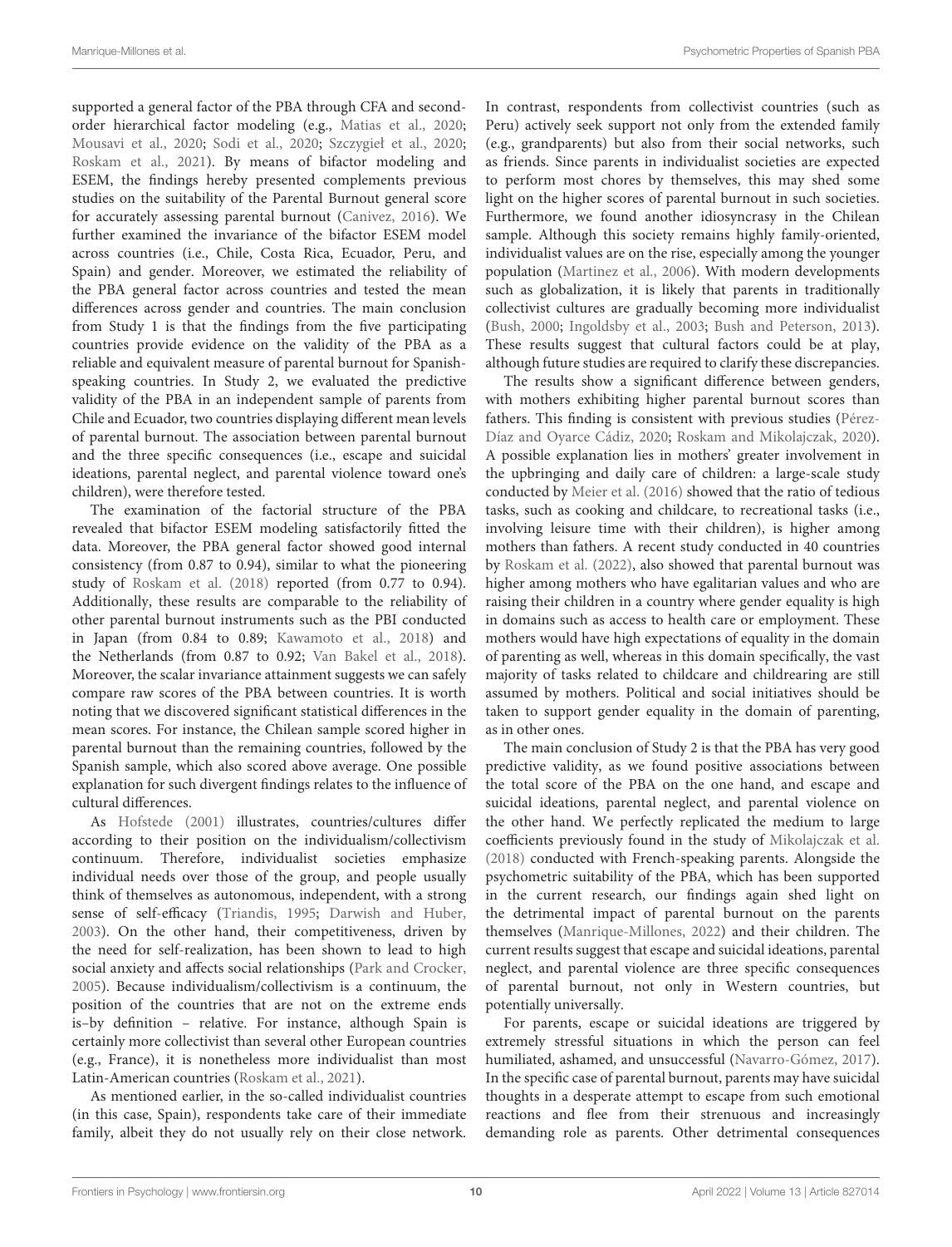supported a general factor of the PBA through CFA and second-order hierarchical factor modeling (e.g., Matias et al., 2020; Mousavi et al., 2020; Sodi et al., 2020; Szczygieł et al., 2020; Roskam et al., 2021). By means of bifactor modeling and ESEM, the findings hereby presented complements previous studies on the suitability of the Parental Burnout general score for accurately assessing parental burnout (Canivez, 2016). We further examined the invariance of the bifactor ESEM model across countries (i.e., Chile, Costa Rica, Ecuador, Peru, and Spain) and gender. Moreover, we estimated the reliability of the PBA general factor across countries and tested the mean differences across gender and countries. The main conclusion from Study 1 is that the findings from the five participating countries provide evidence on the validity of the PBA as a reliable and equivalent measure of parental burnout for Spanish-speaking countries. In Study 2, we evaluated the predictive validity of the PBA in an independent sample of parents from Chile and Ecuador, two countries displaying different mean levels of parental burnout. The association between parental burnout and the three specific consequences (i.e., escape and suicidal ideations, parental neglect, and parental violence toward one's children), were therefore tested.

The examination of the factorial structure of the PBA revealed that bifactor ESEM modeling satisfactorily fitted the data. Moreover, the PBA general factor showed good internal consistency (from 0.87 to 0.94), similar to what the pioneering study of Roskam et al. (2018) reported (from 0.77 to 0.94). Additionally, these results are comparable to the reliability of other parental burnout instruments such as the PBI conducted in Japan (from 0.84 to 0.89; Kawamoto et al., 2018) and the Netherlands (from 0.87 to 0.92; Van Bakel et al., 2018). Moreover, the scalar invariance attainment suggests we can safely compare raw scores of the PBA between countries. It is worth noting that we discovered significant statistical differences in the mean scores. For instance, the Chilean sample scored higher in parental burnout than the remaining countries, followed by the Spanish sample, which also scored above average. One possible explanation for such divergent findings relates to the influence of cultural differences.

As Hofstede (2001) illustrates, countries/cultures differ according to their position on the individualism/collectivism continuum. Therefore, individualist societies emphasize individual needs over those of the group, and people usually think of themselves as autonomous, independent, with a strong sense of self-efficacy (Triandis, 1995; Darwish and Huber, 2003). On the other hand, their competitiveness, driven by the need for self-realization, has been shown to lead to high social anxiety and affects social relationships (Park and Crocker, 2005). Because individualism/collectivism is a continuum, the position of the countries that are not on the extreme ends is–by definition – relative. For instance, although Spain is certainly more collectivist than several other European countries (e.g., France), it is nonetheless more individualist than most Latin-American countries (Roskam et al., 2021).

As mentioned earlier, in the so-called individualist countries (in this case, Spain), respondents take care of their immediate family, albeit they do not usually rely on their close network. In contrast, respondents from collectivist countries (such as Peru) actively seek support not only from the extended family (e.g., grandparents) but also from their social networks, such as friends. Since parents in individualist societies are expected to perform most chores by themselves, this may shed some light on the higher scores of parental burnout in such societies. Furthermore, we found another idiosyncrasy in the Chilean sample. Although this society remains highly family-oriented, individualist values are on the rise, especially among the younger population (Martinez et al., 2006). With modern developments such as globalization, it is likely that parents in traditionally collectivist cultures are gradually becoming more individualist (Bush, 2000; Ingoldsby et al., 2003; Bush and Peterson, 2013). These results suggest that cultural factors could be at play, although future studies are required to clarify these discrepancies.

The results show a significant difference between genders, with mothers exhibiting higher parental burnout scores than fathers. This finding is consistent with previous studies (Pérez-Díaz and Oyarce Cádiz, 2020; Roskam and Mikolajczak, 2020). A possible explanation lies in mothers' greater involvement in the upbringing and daily care of children: a large-scale study conducted by Meier et al. (2016) showed that the ratio of tedious tasks, such as cooking and childcare, to recreational tasks (i.e., involving leisure time with their children), is higher among mothers than fathers. A recent study conducted in 40 countries by Roskam et al. (2022), also showed that parental burnout was higher among mothers who have egalitarian values and who are raising their children in a country where gender equality is high in domains such as access to health care or employment. These mothers would have high expectations of equality in the domain of parenting as well, whereas in this domain specifically, the vast majority of tasks related to childcare and childrearing are still assumed by mothers. Political and social initiatives should be taken to support gender equality in the domain of parenting, as in other ones.

The main conclusion of Study 2 is that the PBA has very good predictive validity, as we found positive associations between the total score of the PBA on the one hand, and escape and suicidal ideations, parental neglect, and parental violence on the other hand. We perfectly replicated the medium to large coefficients previously found in the study of Mikolajczak et al. (2018) conducted with French-speaking parents. Alongside the psychometric suitability of the PBA, which has been supported in the current research, our findings again shed light on the detrimental impact of parental burnout on the parents themselves (Manrique-Millones, 2022) and their children. The current results suggest that escape and suicidal ideations, parental neglect, and parental violence are three specific consequences of parental burnout, not only in Western countries, but potentially universally.

For parents, escape or suicidal ideations are triggered by extremely stressful situations in which the person can feel humiliated, ashamed, and unsuccessful (Navarro-Gómez, 2017). In the specific case of parental burnout, parents may have suicidal thoughts in a desperate attempt to escape from such emotional reactions and flee from their strenuous and increasingly demanding role as parents. Other detrimental consequences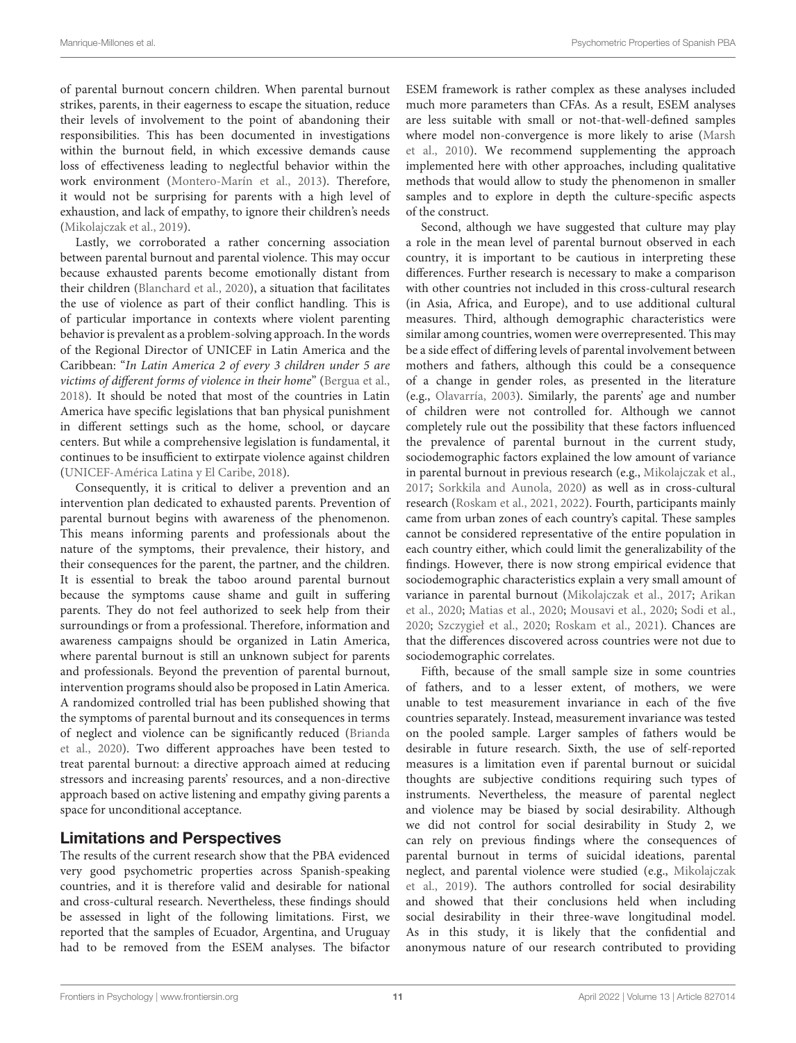of parental burnout concern children. When parental burnout strikes, parents, in their eagerness to escape the situation, reduce their levels of involvement to the point of abandoning their responsibilities. This has been documented in investigations within the burnout field, in which excessive demands cause loss of effectiveness leading to neglectful behavior within the work environment (Montero-Marín et al., 2013). Therefore, it would not be surprising for parents with a high level of exhaustion, and lack of empathy, to ignore their children's needs (Mikolajczak et al., 2019).

Lastly, we corroborated a rather concerning association between parental burnout and parental violence. This may occur because exhausted parents become emotionally distant from their children (Blanchard et al., 2020), a situation that facilitates the use of violence as part of their conflict handling. This is of particular importance in contexts where violent parenting behavior is prevalent as a problem-solving approach. In the words of the Regional Director of UNICEF in Latin America and the Caribbean: "*In Latin America 2 of every 3 children under 5 are victims of different forms of violence in their home*" (Bergua et al., 2018). It should be noted that most of the countries in Latin America have specific legislations that ban physical punishment in different settings such as the home, school, or daycare centers. But while a comprehensive legislation is fundamental, it continues to be insufficient to extirpate violence against children (UNICEF-América Latina y El Caribe, 2018).

Consequently, it is critical to deliver a prevention and an intervention plan dedicated to exhausted parents. Prevention of parental burnout begins with awareness of the phenomenon. This means informing parents and professionals about the nature of the symptoms, their prevalence, their history, and their consequences for the parent, the partner, and the children. It is essential to break the taboo around parental burnout because the symptoms cause shame and guilt in suffering parents. They do not feel authorized to seek help from their surroundings or from a professional. Therefore, information and awareness campaigns should be organized in Latin America, where parental burnout is still an unknown subject for parents and professionals. Beyond the prevention of parental burnout, intervention programs should also be proposed in Latin America. A randomized controlled trial has been published showing that the symptoms of parental burnout and its consequences in terms of neglect and violence can be significantly reduced (Brianda et al., 2020). Two different approaches have been tested to treat parental burnout: a directive approach aimed at reducing stressors and increasing parents' resources, and a non-directive approach based on active listening and empathy giving parents a space for unconditional acceptance.

## Limitations and Perspectives

The results of the current research show that the PBA evidenced very good psychometric properties across Spanish-speaking countries, and it is therefore valid and desirable for national and cross-cultural research. Nevertheless, these findings should be assessed in light of the following limitations. First, we reported that the samples of Ecuador, Argentina, and Uruguay had to be removed from the ESEM analyses. The bifactor ESEM framework is rather complex as these analyses included much more parameters than CFAs. As a result, ESEM analyses are less suitable with small or not-that-well-defined samples where model non-convergence is more likely to arise (Marsh et al., 2010). We recommend supplementing the approach implemented here with other approaches, including qualitative methods that would allow to study the phenomenon in smaller samples and to explore in depth the culture-specific aspects of the construct.

Second, although we have suggested that culture may play a role in the mean level of parental burnout observed in each country, it is important to be cautious in interpreting these differences. Further research is necessary to make a comparison with other countries not included in this cross-cultural research (in Asia, Africa, and Europe), and to use additional cultural measures. Third, although demographic characteristics were similar among countries, women were overrepresented. This may be a side effect of differing levels of parental involvement between mothers and fathers, although this could be a consequence of a change in gender roles, as presented in the literature (e.g., Olavarría, 2003). Similarly, the parents' age and number of children were not controlled for. Although we cannot completely rule out the possibility that these factors influenced the prevalence of parental burnout in the current study, sociodemographic factors explained the low amount of variance in parental burnout in previous research (e.g., Mikolajczak et al., 2017; Sorkkila and Aunola, 2020) as well as in cross-cultural research (Roskam et al., 2021, 2022). Fourth, participants mainly came from urban zones of each country's capital. These samples cannot be considered representative of the entire population in each country either, which could limit the generalizability of the findings. However, there is now strong empirical evidence that sociodemographic characteristics explain a very small amount of variance in parental burnout (Mikolajczak et al., 2017; Arikan et al., 2020; Matias et al., 2020; Mousavi et al., 2020; Sodi et al., 2020; Szczygieł et al., 2020; Roskam et al., 2021). Chances are that the differences discovered across countries were not due to sociodemographic correlates.

Fifth, because of the small sample size in some countries of fathers, and to a lesser extent, of mothers, we were unable to test measurement invariance in each of the five countries separately. Instead, measurement invariance was tested on the pooled sample. Larger samples of fathers would be desirable in future research. Sixth, the use of self-reported measures is a limitation even if parental burnout or suicidal thoughts are subjective conditions requiring such types of instruments. Nevertheless, the measure of parental neglect and violence may be biased by social desirability. Although we did not control for social desirability in Study 2, we can rely on previous findings where the consequences of parental burnout in terms of suicidal ideations, parental neglect, and parental violence were studied (e.g., Mikolajczak et al., 2019). The authors controlled for social desirability and showed that their conclusions held when including social desirability in their three-wave longitudinal model. As in this study, it is likely that the confidential and anonymous nature of our research contributed to providing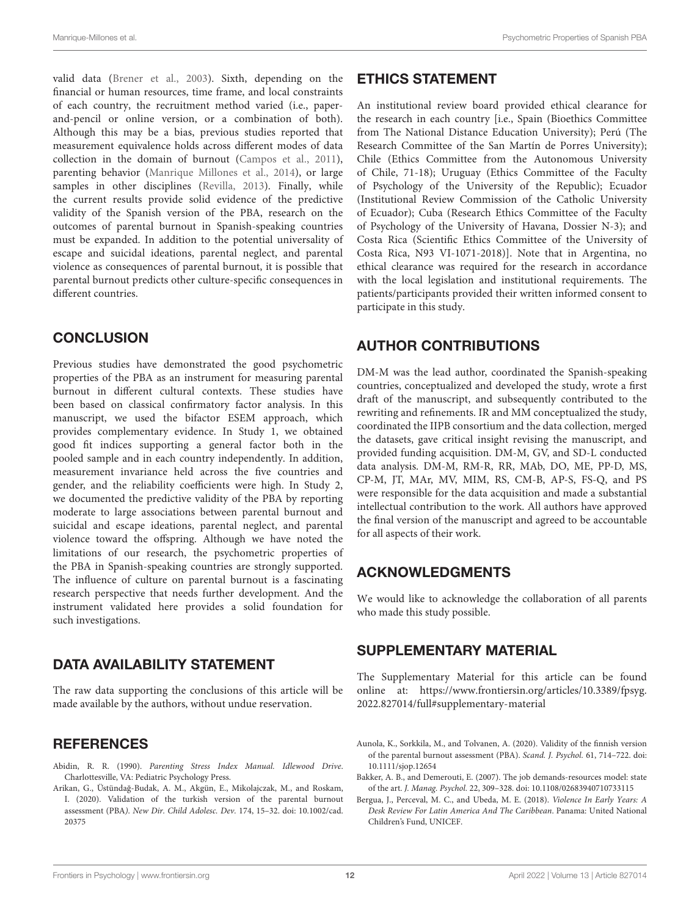valid data (Brener et al., 2003). Sixth, depending on the financial or human resources, time frame, and local constraints of each country, the recruitment method varied (i.e., paper-and-pencil or online version, or a combination of both). Although this may be a bias, previous studies reported that measurement equivalence holds across different modes of data collection in the domain of burnout (Campos et al., 2011), parenting behavior (Manrique Millones et al., 2014), or large samples in other disciplines (Revilla, 2013). Finally, while the current results provide solid evidence of the predictive validity of the Spanish version of the PBA, research on the outcomes of parental burnout in Spanish-speaking countries must be expanded. In addition to the potential universality of escape and suicidal ideations, parental neglect, and parental violence as consequences of parental burnout, it is possible that parental burnout predicts other culture-specific consequences in different countries.

## CONCLUSION

Previous studies have demonstrated the good psychometric properties of the PBA as an instrument for measuring parental burnout in different cultural contexts. These studies have been based on classical confirmatory factor analysis. In this manuscript, we used the bifactor ESEM approach, which provides complementary evidence. In Study 1, we obtained good fit indices supporting a general factor both in the pooled sample and in each country independently. In addition, measurement invariance held across the five countries and gender, and the reliability coefficients were high. In Study 2, we documented the predictive validity of the PBA by reporting moderate to large associations between parental burnout and suicidal and escape ideations, parental neglect, and parental violence toward the offspring. Although we have noted the limitations of our research, the psychometric properties of the PBA in Spanish-speaking countries are strongly supported. The influence of culture on parental burnout is a fascinating research perspective that needs further development. And the instrument validated here provides a solid foundation for such investigations.

## DATA AVAILABILITY STATEMENT

The raw data supporting the conclusions of this article will be made available by the authors, without undue reservation.

## ETHICS STATEMENT

An institutional review board provided ethical clearance for the research in each country [i.e., Spain (Bioethics Committee from The National Distance Education University); Perú (The Research Committee of the San Martín de Porres University); Chile (Ethics Committee from the Autonomous University of Chile, 71-18); Uruguay (Ethics Committee of the Faculty of Psychology of the University of the Republic); Ecuador (Institutional Review Commission of the Catholic University of Ecuador); Cuba (Research Ethics Committee of the Faculty of Psychology of the University of Havana, Dossier N-3); and Costa Rica (Scientific Ethics Committee of the University of Costa Rica, N93 VI-1071-2018)]. Note that in Argentina, no ethical clearance was required for the research in accordance with the local legislation and institutional requirements. The patients/participants provided their written informed consent to participate in this study.

## AUTHOR CONTRIBUTIONS

DM-M was the lead author, coordinated the Spanish-speaking countries, conceptualized and developed the study, wrote a first draft of the manuscript, and subsequently contributed to the rewriting and refinements. IR and MM conceptualized the study, coordinated the IIPB consortium and the data collection, merged the datasets, gave critical insight revising the manuscript, and provided funding acquisition. DM-M, GV, and SD-L conducted data analysis. DM-M, RM-R, RR, MAb, DO, ME, PP-D, MS, CP-M, JT, MAr, MV, MIM, RS, CM-B, AP-S, FS-Q, and PS were responsible for the data acquisition and made a substantial intellectual contribution to the work. All authors have approved the final version of the manuscript and agreed to be accountable for all aspects of their work.

## ACKNOWLEDGMENTS

We would like to acknowledge the collaboration of all parents who made this study possible.

## SUPPLEMENTARY MATERIAL

The Supplementary Material for this article can be found online at: https://www.frontiersin.org/articles/10.3389/fpsyg.2022.827014/full#supplementary-material

## REFERENCES

Abidin, R. R. (1990). *Parenting Stress Index Manual. Idlewood Drive*. Charlottesville, VA: Pediatric Psychology Press.

Arikan, G., Üstündağ-Budak, A. M., Akgün, E., Mikolajczak, M., and Roskam, I. (2020). Validation of the turkish version of the parental burnout assessment (PBA). *New Dir. Child Adolesc. Dev.* 174, 15–32. doi: 10.1002/cad.20375

Aunola, K., Sorkkila, M., and Tolvanen, A. (2020). Validity of the finnish version of the parental burnout assessment (PBA). *Scand. J. Psychol.* 61, 714–722. doi: 10.1111/sjop.12654

Bakker, A. B., and Demerouti, E. (2007). The job demands-resources model: state of the art. *J. Manag. Psychol.* 22, 309–328. doi: 10.1108/02683940710733115

Bergua, J., Perceval, M. C., and Ubeda, M. E. (2018). *Violence In Early Years: A Desk Review For Latin America And The Caribbean*. Panama: United National Children's Fund, UNICEF.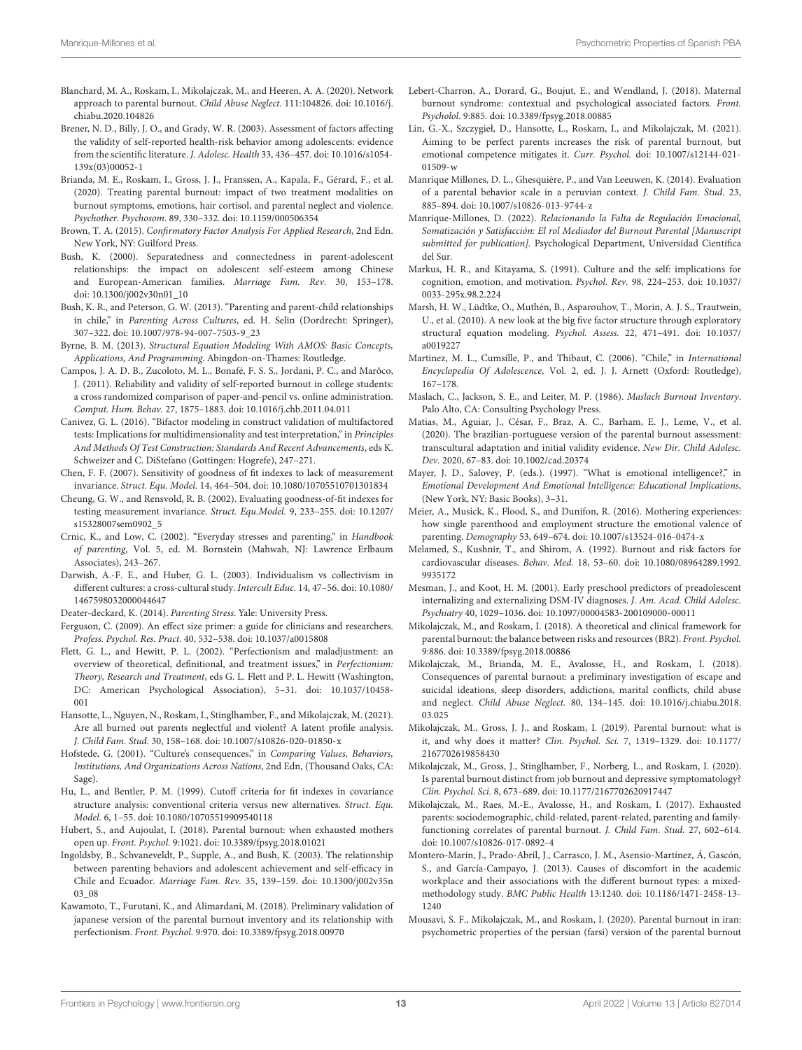Blanchard, M. A., Roskam, I., Mikolajczak, M., and Heeren, A. A. (2020). Network approach to parental burnout. *Child Abuse Neglect.* 111:104826. doi: 10.1016/j.chiabu.2020.104826

Brener, N. D., Billy, J. O., and Grady, W. R. (2003). Assessment of factors affecting the validity of self-reported health-risk behavior among adolescents: evidence from the scientific literature. *J. Adolesc. Health* 33, 436–457. doi: 10.1016/s1054-139x(03)00052-1

Brianda, M. E., Roskam, I., Gross, J. J., Franssen, A., Kapala, F., Gérard, F., et al. (2020). Treating parental burnout: impact of two treatment modalities on burnout symptoms, emotions, hair cortisol, and parental neglect and violence. *Psychother. Psychosom.* 89, 330–332. doi: 10.1159/000506354

Brown, T. A. (2015). *Confirmatory Factor Analysis For Applied Research*, 2nd Edn. New York, NY: Guilford Press.

Bush, K. (2000). Separatedness and connectedness in parent-adolescent relationships: the impact on adolescent self-esteem among Chinese and European-American families. *Marriage Fam. Rev.* 30, 153–178. doi: 10.1300/j002v30n01_10

Bush, K. R., and Peterson, G. W. (2013). "Parenting and parent-child relationships in chile," in *Parenting Across Cultures*, ed. H. Selin (Dordrecht: Springer), 307–322. doi: 10.1007/978-94-007-7503-9_23

Byrne, B. M. (2013). *Structural Equation Modeling With AMOS: Basic Concepts, Applications, And Programming*. Abingdon-on-Thames: Routledge.

Campos, J. A. D. B., Zucoloto, M. L., Bonafé, F. S. S., Jordani, P. C., and Marôco, J. (2011). Reliability and validity of self-reported burnout in college students: a cross randomized comparison of paper-and-pencil vs. online administration. *Comput. Hum. Behav.* 27, 1875–1883. doi: 10.1016/j.chb.2011.04.011

Canivez, G. L. (2016). "Bifactor modeling in construct validation of multifactored tests: Implications for multidimensionality and test interpretation," in *Principles And Methods Of Test Construction: Standards And Recent Advancements*, eds K. Schweizer and C. DiStefano (Gottingen: Hogrefe), 247–271.

Chen, F. F. (2007). Sensitivity of goodness of fit indexes to lack of measurement invariance. *Struct. Equ. Model.* 14, 464–504. doi: 10.1080/10705510701301834

Cheung, G. W., and Rensvold, R. B. (2002). Evaluating goodness-of-fit indexes for testing measurement invariance. *Struct. Equ.Model.* 9, 233–255. doi: 10.1207/s15328007sem0902_5

Crnic, K., and Low, C. (2002). "Everyday stresses and parenting," in *Handbook of parenting*, Vol. 5, ed. M. Bornstein (Mahwah, NJ: Lawrence Erlbaum Associates), 243–267.

Darwish, A.-F. E., and Huber, G. L. (2003). Individualism vs collectivism in different cultures: a cross-cultural study. *Intercult Educ.* 14, 47–56. doi: 10.1080/1467598032000044647

Deater-deckard, K. (2014). *Parenting Stress*. Yale: University Press.

Ferguson, C. (2009). An effect size primer: a guide for clinicians and researchers. *Profess. Psychol. Res. Pract.* 40, 532–538. doi: 10.1037/a0015808

Flett, G. L., and Hewitt, P. L. (2002). "Perfectionism and maladjustment: an overview of theoretical, definitional, and treatment issues," in *Perfectionism: Theory, Research and Treatment*, eds G. L. Flett and P. L. Hewitt (Washington, DC: American Psychological Association), 5–31. doi: 10.1037/10458-001

Hansotte, L., Nguyen, N., Roskam, I., Stinglhamber, F., and Mikolajczak, M. (2021). Are all burned out parents neglectful and violent? A latent profile analysis. *J. Child Fam. Stud.* 30, 158–168. doi: 10.1007/s10826-020-01850-x

Hofstede, G. (2001). "Culture's consequences," in *Comparing Values, Behaviors, Institutions, And Organizations Across Nations*, 2nd Edn (Thousand Oaks, CA: Sage).

Hu, L., and Bentler, P. M. (1999). Cutoff criteria for fit indexes in covariance structure analysis: conventional criteria versus new alternatives. *Struct. Equ. Model.* 6, 1–55. doi: 10.1080/10705519909540118

Hubert, S., and Aujoulat, I. (2018). Parental burnout: when exhausted mothers open up. *Front. Psychol.* 9:1021. doi: 10.3389/fpsyg.2018.01021

Ingoldsby, B., Schvaneveldt, P., Supple, A., and Bush, K. (2003). The relationship between parenting behaviors and adolescent achievement and self-efficacy in Chile and Ecuador. *Marriage Fam. Rev.* 35, 139–159. doi: 10.1300/j002v35n03_08

Kawamoto, T., Furutani, K., and Alimardani, M. (2018). Preliminary validation of japanese version of the parental burnout inventory and its relationship with perfectionism. *Front. Psychol.* 9:970. doi: 10.3389/fpsyg.2018.00970

Lebert-Charron, A., Dorard, G., Boujut, E., and Wendland, J. (2018). Maternal burnout syndrome: contextual and psychological associated factors. *Front. Psychol.* 9:885. doi: 10.3389/fpsyg.2018.00885

Lin, G.-X., Szczygieł, D., Hansotte, L., Roskam, I., and Mikolajczak, M. (2021). Aiming to be perfect parents increases the risk of parental burnout, but emotional competence mitigates it. *Curr. Psychol.* doi: 10.1007/s12144-021-01509-w

Manrique Millones, D. L., Ghesquière, P., and Van Leeuwen, K. (2014). Evaluation of a parental behavior scale in a peruvian context. *J. Child Fam. Stud.* 23, 885–894. doi: 10.1007/s10826-013-9744-z

Manrique-Millones, D. (2022). *Relacionando la Falta de Regulación Emocional, Somatización y Satisfacción: El rol Mediador del Burnout Parental [Manuscript submitted for publication]*. Psychological Department, Universidad Científica del Sur.

Markus, H. R., and Kitayama, S. (1991). Culture and the self: implications for cognition, emotion, and motivation. *Psychol. Rev.* 98, 224–253. doi: 10.1037/0033-295x.98.2.224

Marsh, H. W., Lüdtke, O., Muthén, B., Asparouhov, T., Morin, A. J. S., Trautwein, U., et al. (2010). A new look at the big five factor structure through exploratory structural equation modeling. *Psychol. Assess.* 22, 471–491. doi: 10.1037/a0019227

Martinez, M. L., Cumsille, P., and Thibaut, C. (2006). "Chile," in *International Encyclopedia Of Adolescence*, Vol. 2, ed. J. J. Arnett (Oxford: Routledge), 167–178.

Maslach, C., Jackson, S. E., and Leiter, M. P. (1986). *Maslach Burnout Inventory*. Palo Alto, CA: Consulting Psychology Press.

Matias, M., Aguiar, J., César, F., Braz, A. C., Barham, E. J., Leme, V., et al. (2020). The brazilian-portuguese version of the parental burnout assessment: transcultural adaptation and initial validity evidence. *New Dir. Child Adolesc. Dev.* 2020, 67–83. doi: 10.1002/cad.20374

Mayer, J. D., Salovey, P. (eds.). (1997). "What is emotional intelligence?," in *Emotional Development And Emotional Intelligence: Educational Implications*, (New York, NY: Basic Books), 3–31.

Meier, A., Musick, K., Flood, S., and Dunifon, R. (2016). Mothering experiences: how single parenthood and employment structure the emotional valence of parenting. *Demography* 53, 649–674. doi: 10.1007/s13524-016-0474-x

Melamed, S., Kushnir, T., and Shirom, A. (1992). Burnout and risk factors for cardiovascular diseases. *Behav. Med.* 18, 53–60. doi: 10.1080/08964289.1992.9935172

Mesman, J., and Koot, H. M. (2001). Early preschool predictors of preadolescent internalizing and externalizing DSM-IV diagnoses. *J. Am. Acad. Child Adolesc. Psychiatry* 40, 1029–1036. doi: 10.1097/00004583-200109000-00011

Mikolajczak, M., and Roskam, I. (2018). A theoretical and clinical framework for parental burnout: the balance between risks and resources (BR2). *Front. Psychol.* 9:886. doi: 10.3389/fpsyg.2018.00886

Mikolajczak, M., Brianda, M. E., Avalosse, H., and Roskam, I. (2018). Consequences of parental burnout: a preliminary investigation of escape and suicidal ideations, sleep disorders, addictions, marital conflicts, child abuse and neglect. *Child Abuse Neglect.* 80, 134–145. doi: 10.1016/j.chiabu.2018.03.025

Mikolajczak, M., Gross, J. J., and Roskam, I. (2019). Parental burnout: what is it, and why does it matter? *Clin. Psychol. Sci.* 7, 1319–1329. doi: 10.1177/2167702619858430

Mikolajczak, M., Gross, J., Stinglhamber, F., Norberg, L., and Roskam, I. (2020). Is parental burnout distinct from job burnout and depressive symptomatology? *Clin. Psychol. Sci.* 8, 673–689. doi: 10.1177/2167702620917447

Mikolajczak, M., Raes, M.-E., Avalosse, H., and Roskam, I. (2017). Exhausted parents: sociodemographic, child-related, parent-related, parenting and family-functioning correlates of parental burnout. *J. Child Fam. Stud.* 27, 602–614. doi: 10.1007/s10826-017-0892-4

Montero-Marín, J., Prado-Abril, J., Carrasco, J. M., Asensio-Martínez, Á., Gascón, S., and García-Campayo, J. (2013). Causes of discomfort in the academic workplace and their associations with the different burnout types: a mixed-methodology study. *BMC Public Health* 13:1240. doi: 10.1186/1471-2458-13-1240

Mousavi, S. F., Mikolajczak, M., and Roskam, I. (2020). Parental burnout in iran: psychometric properties of the persian (farsi) version of the parental burnout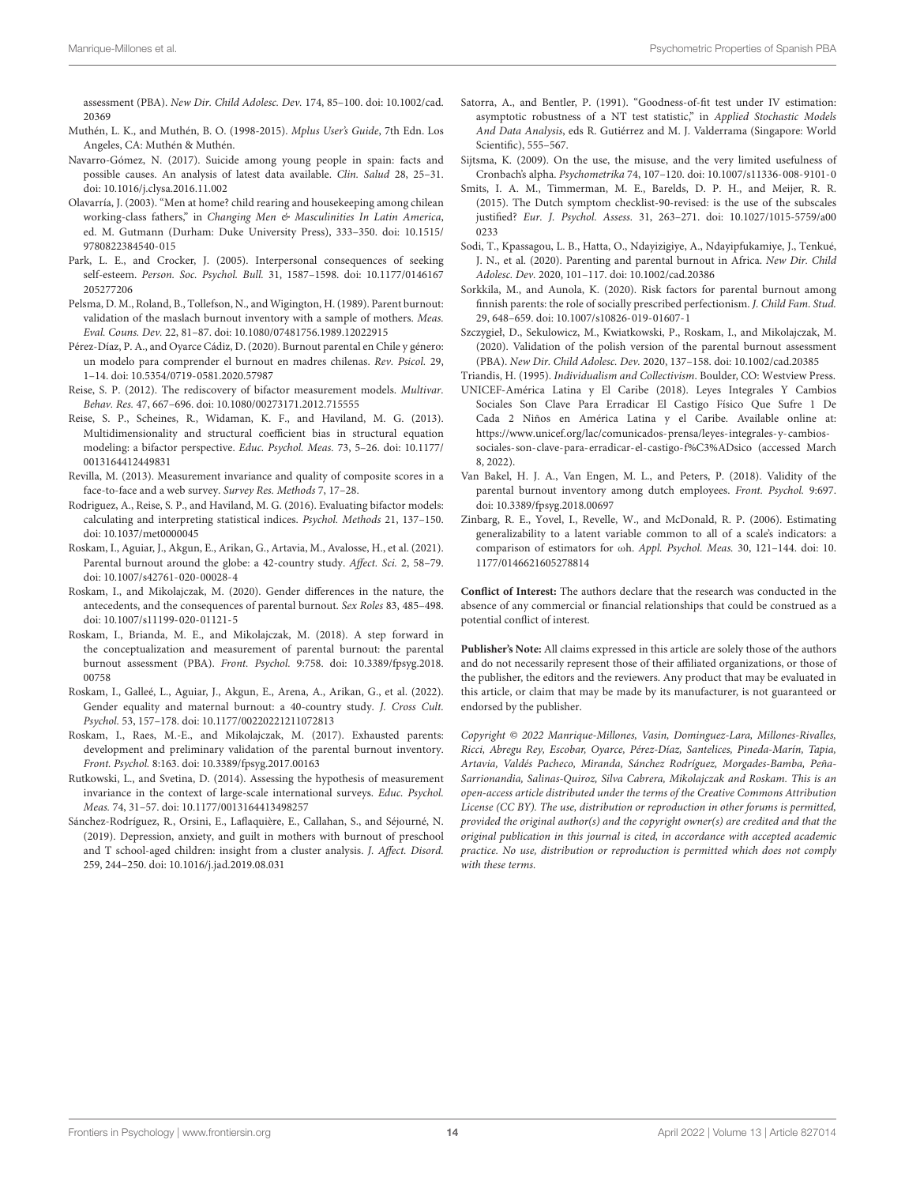assessment (PBA). *New Dir. Child Adolesc. Dev.* 174, 85–100. doi: 10.1002/cad.20369

Muthén, L. K., and Muthén, B. O. (1998-2015). *Mplus User's Guide*, 7th Edn. Los Angeles, CA: Muthén & Muthén.

Navarro-Gómez, N. (2017). Suicide among young people in spain: facts and possible causes. An analysis of latest data available. *Clin. Salud* 28, 25–31. doi: 10.1016/j.clysa.2016.11.002

Olavarría, J. (2003). "Men at home? child rearing and housekeeping among chilean working-class fathers," in *Changing Men & Masculinities In Latin America*, ed. M. Gutmann (Durham: Duke University Press), 333–350. doi: 10.1515/9780822384540-015

Park, L. E., and Crocker, J. (2005). Interpersonal consequences of seeking self-esteem. *Person. Soc. Psychol. Bull.* 31, 1587–1598. doi: 10.1177/0146167205277206

Pelsma, D. M., Roland, B., Tollefson, N., and Wigington, H. (1989). Parent burnout: validation of the maslach burnout inventory with a sample of mothers. *Meas. Eval. Couns. Dev.* 22, 81–87. doi: 10.1080/07481756.1989.12022915

Pérez-Díaz, P. A., and Oyarce Cádiz, D. (2020). Burnout parental en Chile y género: un modelo para comprender el burnout en madres chilenas. *Rev. Psicol.* 29, 1–14. doi: 10.5354/0719-0581.2020.57987

Reise, S. P. (2012). The rediscovery of bifactor measurement models. *Multivar. Behav. Res.* 47, 667–696. doi: 10.1080/00273171.2012.715555

Reise, S. P., Scheines, R., Widaman, K. F., and Haviland, M. G. (2013). Multidimensionality and structural coefficient bias in structural equation modeling: a bifactor perspective. *Educ. Psychol. Meas.* 73, 5–26. doi: 10.1177/0013164412449831

Revilla, M. (2013). Measurement invariance and quality of composite scores in a face-to-face and a web survey. *Survey Res. Methods* 7, 17–28.

Rodriguez, A., Reise, S. P., and Haviland, M. G. (2016). Evaluating bifactor models: calculating and interpreting statistical indices. *Psychol. Methods* 21, 137–150. doi: 10.1037/met0000045

Roskam, I., Aguiar, J., Akgun, E., Arikan, G., Artavia, M., Avalosse, H., et al. (2021). Parental burnout around the globe: a 42-country study. *Affect. Sci.* 2, 58–79. doi: 10.1007/s42761-020-00028-4

Roskam, I., and Mikolajczak, M. (2020). Gender differences in the nature, the antecedents, and the consequences of parental burnout. *Sex Roles* 83, 485–498. doi: 10.1007/s11199-020-01121-5

Roskam, I., Brianda, M. E., and Mikolajczak, M. (2018). A step forward in the conceptualization and measurement of parental burnout: the parental burnout assessment (PBA). *Front. Psychol.* 9:758. doi: 10.3389/fpsyg.2018.00758

Roskam, I., Galleé, L., Aguiar, J., Akgun, E., Arena, A., Arikan, G., et al. (2022). Gender equality and maternal burnout: a 40-country study. *J. Cross Cult. Psychol.* 53, 157–178. doi: 10.1177/00220221211072813

Roskam, I., Raes, M.-E., and Mikolajczak, M. (2017). Exhausted parents: development and preliminary validation of the parental burnout inventory. *Front. Psychol.* 8:163. doi: 10.3389/fpsyg.2017.00163

Rutkowski, L., and Svetina, D. (2014). Assessing the hypothesis of measurement invariance in the context of large-scale international surveys. *Educ. Psychol. Meas.* 74, 31–57. doi: 10.1177/0013164413498257

Sánchez-Rodríguez, R., Orsini, E., Laflaquière, E., Callahan, S., and Séjourné, N. (2019). Depression, anxiety, and guilt in mothers with burnout of preschool and T school-aged children: insight from a cluster analysis. *J. Affect. Disord.* 259, 244–250. doi: 10.1016/j.jad.2019.08.031

Satorra, A., and Bentler, P. (1991). "Goodness-of-fit test under IV estimation: asymptotic robustness of a NT test statistic," in *Applied Stochastic Models And Data Analysis*, eds R. Gutiérrez and M. J. Valderrama (Singapore: World Scientific), 555–567.

Sijtsma, K. (2009). On the use, the misuse, and the very limited usefulness of Cronbach's alpha. *Psychometrika* 74, 107–120. doi: 10.1007/s11336-008-9101-0

Smits, I. A. M., Timmerman, M. E., Barelds, D. P. H., and Meijer, R. R. (2015). The Dutch symptom checklist-90-revised: is the use of the subscales justified? *Eur. J. Psychol. Assess.* 31, 263–271. doi: 10.1027/1015-5759/a000233

Sodi, T., Kpassagou, L. B., Hatta, O., Ndayizigiye, A., Ndayipfukamiye, J., Tenkué, J. N., et al. (2020). Parenting and parental burnout in Africa. *New Dir. Child Adolesc. Dev.* 2020, 101–117. doi: 10.1002/cad.20386

Sorkkila, M., and Aunola, K. (2020). Risk factors for parental burnout among finnish parents: the role of socially prescribed perfectionism. *J. Child Fam. Stud.* 29, 648–659. doi: 10.1007/s10826-019-01607-1

Szczygieł, D., Sekulowicz, M., Kwiatkowski, P., Roskam, I., and Mikolajczak, M. (2020). Validation of the polish version of the parental burnout assessment (PBA). *New Dir. Child Adolesc. Dev.* 2020, 137–158. doi: 10.1002/cad.20385

Triandis, H. (1995). *Individualism and Collectivism*. Boulder, CO: Westview Press.

UNICEF-América Latina y El Caribe (2018). Leyes Integrales Y Cambios Sociales Son Clave Para Erradicar El Castigo Físico Que Sufre 1 De Cada 2 Niños en América Latina y el Caribe. Available online at: https://www.unicef.org/lac/comunicados-prensa/leyes-integrales-y-cambios-sociales-son-clave-para-erradicar-el-castigo-f%C3%ADsico (accessed March 8, 2022).

Van Bakel, H. J. A., Van Engen, M. L., and Peters, P. (2018). Validity of the parental burnout inventory among dutch employees. *Front. Psychol.* 9:697. doi: 10.3389/fpsyg.2018.00697

Zinbarg, R. E., Yovel, I., Revelle, W., and McDonald, R. P. (2006). Estimating generalizability to a latent variable common to all of a scale's indicators: a comparison of estimators for ωh. *Appl. Psychol. Meas.* 30, 121–144. doi: 10.1177/0146621605278814

**Conflict of Interest:** The authors declare that the research was conducted in the absence of any commercial or financial relationships that could be construed as a potential conflict of interest.

**Publisher's Note:** All claims expressed in this article are solely those of the authors and do not necessarily represent those of their affiliated organizations, or those of the publisher, the editors and the reviewers. Any product that may be evaluated in this article, or claim that may be made by its manufacturer, is not guaranteed or endorsed by the publisher.

*Copyright © 2022 Manrique-Millones, Vasin, Dominguez-Lara, Millones-Rivalles, Ricci, Abregu Rey, Escobar, Oyarce, Pérez-Díaz, Santelices, Pineda-Marín, Tapia, Artavia, Valdés Pacheco, Miranda, Sánchez Rodríguez, Morgades-Bamba, Peña-Sarrionandia, Salinas-Quiroz, Silva Cabrera, Mikolajczak and Roskam. This is an open-access article distributed under the terms of the Creative Commons Attribution License (CC BY). The use, distribution or reproduction in other forums is permitted, provided the original author(s) and the copyright owner(s) are credited and that the original publication in this journal is cited, in accordance with accepted academic practice. No use, distribution or reproduction is permitted which does not comply with these terms.*